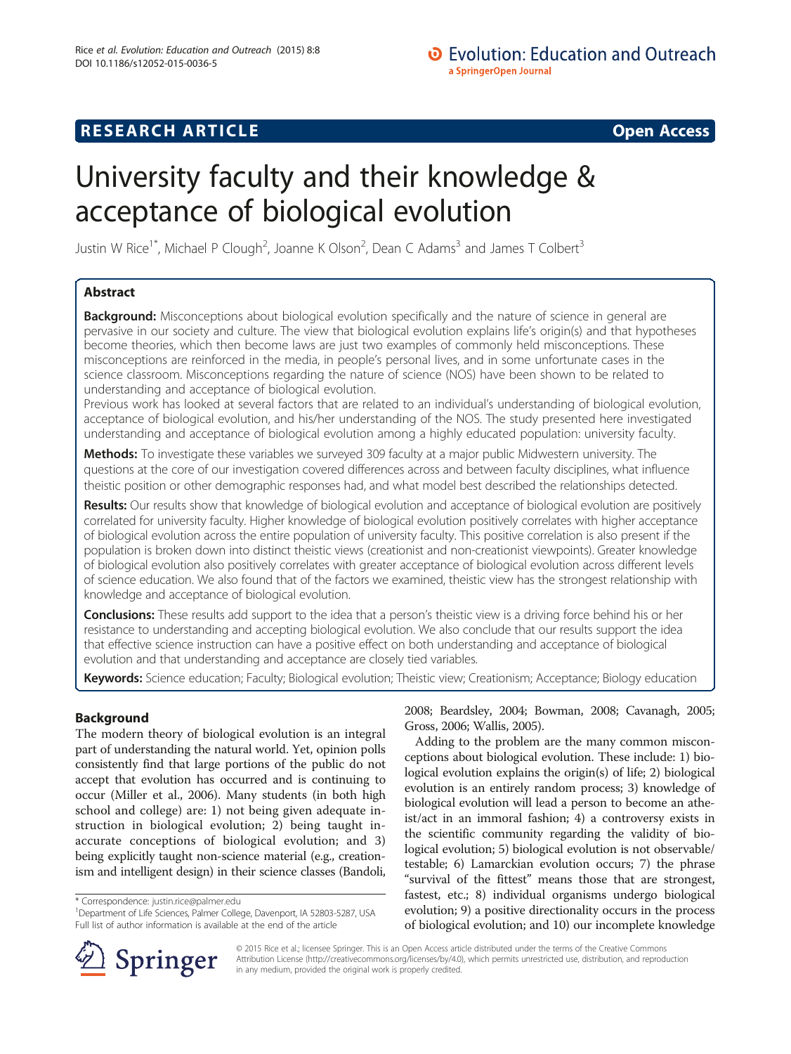## RESEARCH ARTICLE

**Open Access**

# University faculty and their knowledge & acceptance of biological evolution

Justin W Rice[1*], Michael P Clough[2], Joanne K Olson[2], Dean C Adams[3] and James T Colbert[3]

## Abstract

**Background:** Misconceptions about biological evolution specifically and the nature of science in general are pervasive in our society and culture. The view that biological evolution explains life's origin(s) and that hypotheses become theories, which then become laws are just two examples of commonly held misconceptions. These misconceptions are reinforced in the media, in people's personal lives, and in some unfortunate cases in the science classroom. Misconceptions regarding the nature of science (NOS) have been shown to be related to understanding and acceptance of biological evolution.

Previous work has looked at several factors that are related to an individual's understanding of biological evolution, acceptance of biological evolution, and his/her understanding of the NOS. The study presented here investigated understanding and acceptance of biological evolution among a highly educated population: university faculty.

**Methods:** To investigate these variables we surveyed 309 faculty at a major public Midwestern university. The questions at the core of our investigation covered differences across and between faculty disciplines, what influence theistic position or other demographic responses had, and what model best described the relationships detected.

**Results:** Our results show that knowledge of biological evolution and acceptance of biological evolution are positively correlated for university faculty. Higher knowledge of biological evolution positively correlates with higher acceptance of biological evolution across the entire population of university faculty. This positive correlation is also present if the population is broken down into distinct theistic views (creationist and non-creationist viewpoints). Greater knowledge of biological evolution also positively correlates with greater acceptance of biological evolution across different levels of science education. We also found that of the factors we examined, theistic view has the strongest relationship with knowledge and acceptance of biological evolution.

**Conclusions:** These results add support to the idea that a person's theistic view is a driving force behind his or her resistance to understanding and accepting biological evolution. We also conclude that our results support the idea that effective science instruction can have a positive effect on both understanding and acceptance of biological evolution and that understanding and acceptance are closely tied variables.

**Keywords:** Science education; Faculty; Biological evolution; Theistic view; Creationism; Acceptance; Biology education

## Background

The modern theory of biological evolution is an integral part of understanding the natural world. Yet, opinion polls consistently find that large portions of the public do not accept that evolution has occurred and is continuing to occur (Miller et al., 2006). Many students (in both high school and college) are: 1) not being given adequate instruction in biological evolution; 2) being taught inaccurate conceptions of biological evolution; and 3) being explicitly taught non-science material (e.g., creationism and intelligent design) in their science classes (Bandoli, 2008; Beardsley, 2004; Bowman, 2008; Cavanagh, 2005; Gross, 2006; Wallis, 2005).

Adding to the problem are the many common misconceptions about biological evolution. These include: 1) biological evolution explains the origin(s) of life; 2) biological evolution is an entirely random process; 3) knowledge of biological evolution will lead a person to become an atheist/act in an immoral fashion; 4) a controversy exists in the scientific community regarding the validity of biological evolution; 5) biological evolution is not observable/testable; 6) Lamarckian evolution occurs; 7) the phrase "survival of the fittest" means those that are strongest, fastest, etc.; 8) individual organisms undergo biological evolution; 9) a positive directionality occurs in the process of biological evolution; and 10) our incomplete knowledge

\* Correspondence: justin.rice@palmer.edu
[1]Department of Life Sciences, Palmer College, Davenport, IA 52803-5287, USA
Full list of author information is available at the end of the article

© 2015 Rice et al.; licensee Springer. This is an Open Access article distributed under the terms of the Creative Commons Attribution License (http://creativecommons.org/licenses/by/4.0), which permits unrestricted use, distribution, and reproduction in any medium, provided the original work is properly credited.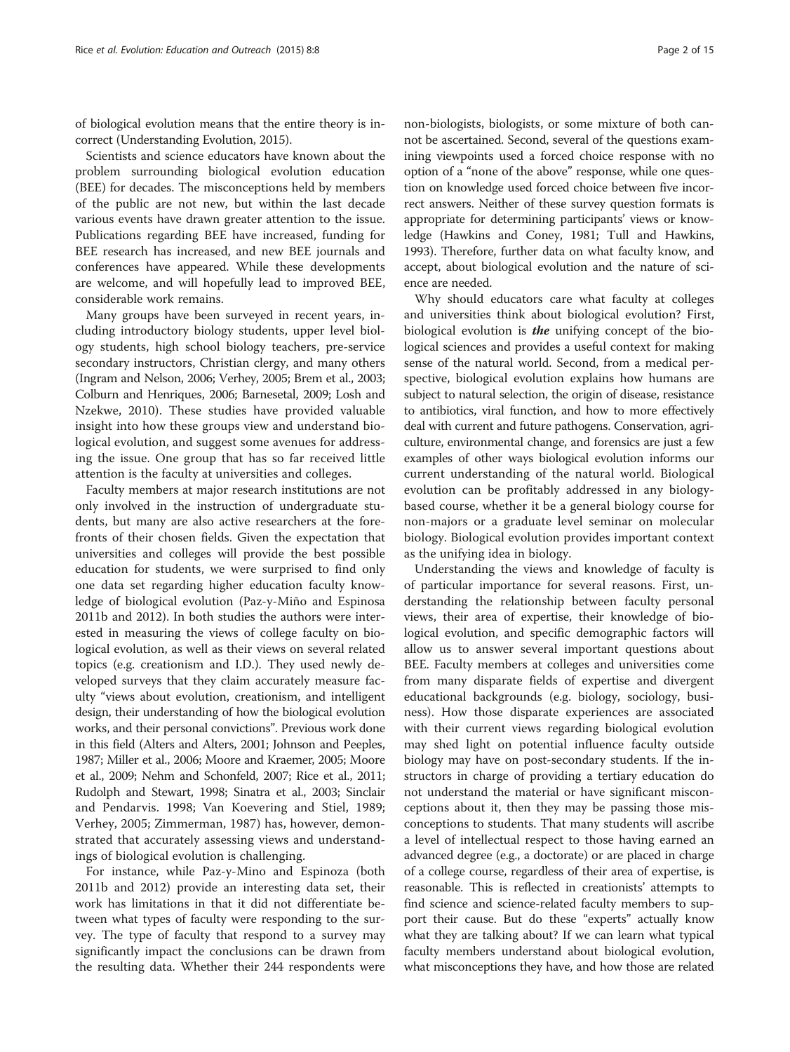of biological evolution means that the entire theory is incorrect (Understanding Evolution, 2015).

Scientists and science educators have known about the problem surrounding biological evolution education (BEE) for decades. The misconceptions held by members of the public are not new, but within the last decade various events have drawn greater attention to the issue. Publications regarding BEE have increased, funding for BEE research has increased, and new BEE journals and conferences have appeared. While these developments are welcome, and will hopefully lead to improved BEE, considerable work remains.

Many groups have been surveyed in recent years, including introductory biology students, upper level biology students, high school biology teachers, pre-service secondary instructors, Christian clergy, and many others (Ingram and Nelson, 2006; Verhey, 2005; Brem et al., 2003; Colburn and Henriques, 2006; Barnesetal, 2009; Losh and Nzekwe, 2010). These studies have provided valuable insight into how these groups view and understand biological evolution, and suggest some avenues for addressing the issue. One group that has so far received little attention is the faculty at universities and colleges.

Faculty members at major research institutions are not only involved in the instruction of undergraduate students, but many are also active researchers at the forefronts of their chosen fields. Given the expectation that universities and colleges will provide the best possible education for students, we were surprised to find only one data set regarding higher education faculty knowledge of biological evolution (Paz-y-Miño and Espinosa 2011b and 2012). In both studies the authors were interested in measuring the views of college faculty on biological evolution, as well as their views on several related topics (e.g. creationism and I.D.). They used newly developed surveys that they claim accurately measure faculty "views about evolution, creationism, and intelligent design, their understanding of how the biological evolution works, and their personal convictions". Previous work done in this field (Alters and Alters, 2001; Johnson and Peeples, 1987; Miller et al., 2006; Moore and Kraemer, 2005; Moore et al., 2009; Nehm and Schonfeld, 2007; Rice et al., 2011; Rudolph and Stewart, 1998; Sinatra et al., 2003; Sinclair and Pendarvis. 1998; Van Koevering and Stiel, 1989; Verhey, 2005; Zimmerman, 1987) has, however, demonstrated that accurately assessing views and understandings of biological evolution is challenging.

For instance, while Paz-y-Mino and Espinoza (both 2011b and 2012) provide an interesting data set, their work has limitations in that it did not differentiate between what types of faculty were responding to the survey. The type of faculty that respond to a survey may significantly impact the conclusions can be drawn from the resulting data. Whether their 244 respondents were non-biologists, biologists, or some mixture of both cannot be ascertained. Second, several of the questions examining viewpoints used a forced choice response with no option of a "none of the above" response, while one question on knowledge used forced choice between five incorrect answers. Neither of these survey question formats is appropriate for determining participants' views or knowledge (Hawkins and Coney, 1981; Tull and Hawkins, 1993). Therefore, further data on what faculty know, and accept, about biological evolution and the nature of science are needed.

Why should educators care what faculty at colleges and universities think about biological evolution? First, biological evolution is ***the*** unifying concept of the biological sciences and provides a useful context for making sense of the natural world. Second, from a medical perspective, biological evolution explains how humans are subject to natural selection, the origin of disease, resistance to antibiotics, viral function, and how to more effectively deal with current and future pathogens. Conservation, agriculture, environmental change, and forensics are just a few examples of other ways biological evolution informs our current understanding of the natural world. Biological evolution can be profitably addressed in any biology-based course, whether it be a general biology course for non-majors or a graduate level seminar on molecular biology. Biological evolution provides important context as the unifying idea in biology.

Understanding the views and knowledge of faculty is of particular importance for several reasons. First, understanding the relationship between faculty personal views, their area of expertise, their knowledge of biological evolution, and specific demographic factors will allow us to answer several important questions about BEE. Faculty members at colleges and universities come from many disparate fields of expertise and divergent educational backgrounds (e.g. biology, sociology, business). How those disparate experiences are associated with their current views regarding biological evolution may shed light on potential influence faculty outside biology may have on post-secondary students. If the instructors in charge of providing a tertiary education do not understand the material or have significant misconceptions about it, then they may be passing those misconceptions to students. That many students will ascribe a level of intellectual respect to those having earned an advanced degree (e.g., a doctorate) or are placed in charge of a college course, regardless of their area of expertise, is reasonable. This is reflected in creationists' attempts to find science and science-related faculty members to support their cause. But do these "experts" actually know what they are talking about? If we can learn what typical faculty members understand about biological evolution, what misconceptions they have, and how those are related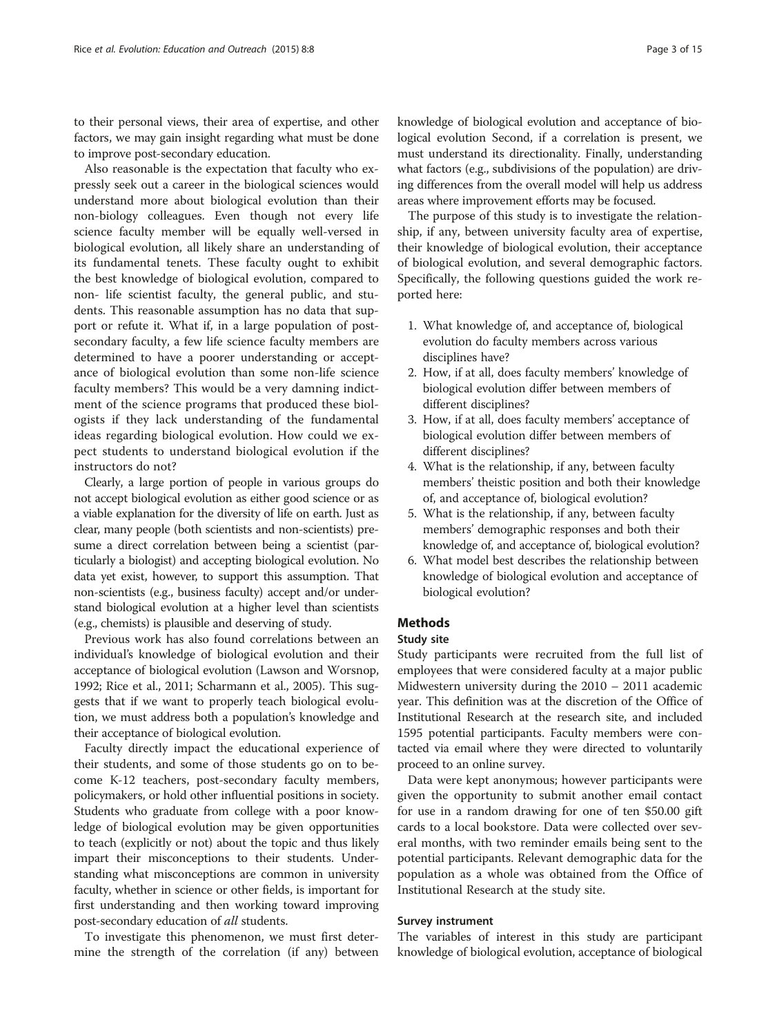to their personal views, their area of expertise, and other factors, we may gain insight regarding what must be done to improve post-secondary education.

Also reasonable is the expectation that faculty who expressly seek out a career in the biological sciences would understand more about biological evolution than their non-biology colleagues. Even though not every life science faculty member will be equally well-versed in biological evolution, all likely share an understanding of its fundamental tenets. These faculty ought to exhibit the best knowledge of biological evolution, compared to non- life scientist faculty, the general public, and students. This reasonable assumption has no data that support or refute it. What if, in a large population of post-secondary faculty, a few life science faculty members are determined to have a poorer understanding or acceptance of biological evolution than some non-life science faculty members? This would be a very damning indictment of the science programs that produced these biologists if they lack understanding of the fundamental ideas regarding biological evolution. How could we expect students to understand biological evolution if the instructors do not?

Clearly, a large portion of people in various groups do not accept biological evolution as either good science or as a viable explanation for the diversity of life on earth. Just as clear, many people (both scientists and non-scientists) presume a direct correlation between being a scientist (particularly a biologist) and accepting biological evolution. No data yet exist, however, to support this assumption. That non-scientists (e.g., business faculty) accept and/or understand biological evolution at a higher level than scientists (e.g., chemists) is plausible and deserving of study.

Previous work has also found correlations between an individual's knowledge of biological evolution and their acceptance of biological evolution (Lawson and Worsnop, 1992; Rice et al., 2011; Scharmann et al., 2005). This suggests that if we want to properly teach biological evolution, we must address both a population's knowledge and their acceptance of biological evolution.

Faculty directly impact the educational experience of their students, and some of those students go on to become K-12 teachers, post-secondary faculty members, policymakers, or hold other influential positions in society. Students who graduate from college with a poor knowledge of biological evolution may be given opportunities to teach (explicitly or not) about the topic and thus likely impart their misconceptions to their students. Understanding what misconceptions are common in university faculty, whether in science or other fields, is important for first understanding and then working toward improving post-secondary education of *all* students.

To investigate this phenomenon, we must first determine the strength of the correlation (if any) between knowledge of biological evolution and acceptance of biological evolution Second, if a correlation is present, we must understand its directionality. Finally, understanding what factors (e.g., subdivisions of the population) are driving differences from the overall model will help us address areas where improvement efforts may be focused.

The purpose of this study is to investigate the relationship, if any, between university faculty area of expertise, their knowledge of biological evolution, their acceptance of biological evolution, and several demographic factors. Specifically, the following questions guided the work reported here:

1. What knowledge of, and acceptance of, biological evolution do faculty members across various disciplines have?
2. How, if at all, does faculty members' knowledge of biological evolution differ between members of different disciplines?
3. How, if at all, does faculty members' acceptance of biological evolution differ between members of different disciplines?
4. What is the relationship, if any, between faculty members' theistic position and both their knowledge of, and acceptance of, biological evolution?
5. What is the relationship, if any, between faculty members' demographic responses and both their knowledge of, and acceptance of, biological evolution?
6. What model best describes the relationship between knowledge of biological evolution and acceptance of biological evolution?

## Methods

### Study site

Study participants were recruited from the full list of employees that were considered faculty at a major public Midwestern university during the 2010 – 2011 academic year. This definition was at the discretion of the Office of Institutional Research at the research site, and included 1595 potential participants. Faculty members were contacted via email where they were directed to voluntarily proceed to an online survey.

Data were kept anonymous; however participants were given the opportunity to submit another email contact for use in a random drawing for one of ten $50.00 gift cards to a local bookstore. Data were collected over several months, with two reminder emails being sent to the potential participants. Relevant demographic data for the population as a whole was obtained from the Office of Institutional Research at the study site.

### Survey instrument

The variables of interest in this study are participant knowledge of biological evolution, acceptance of biological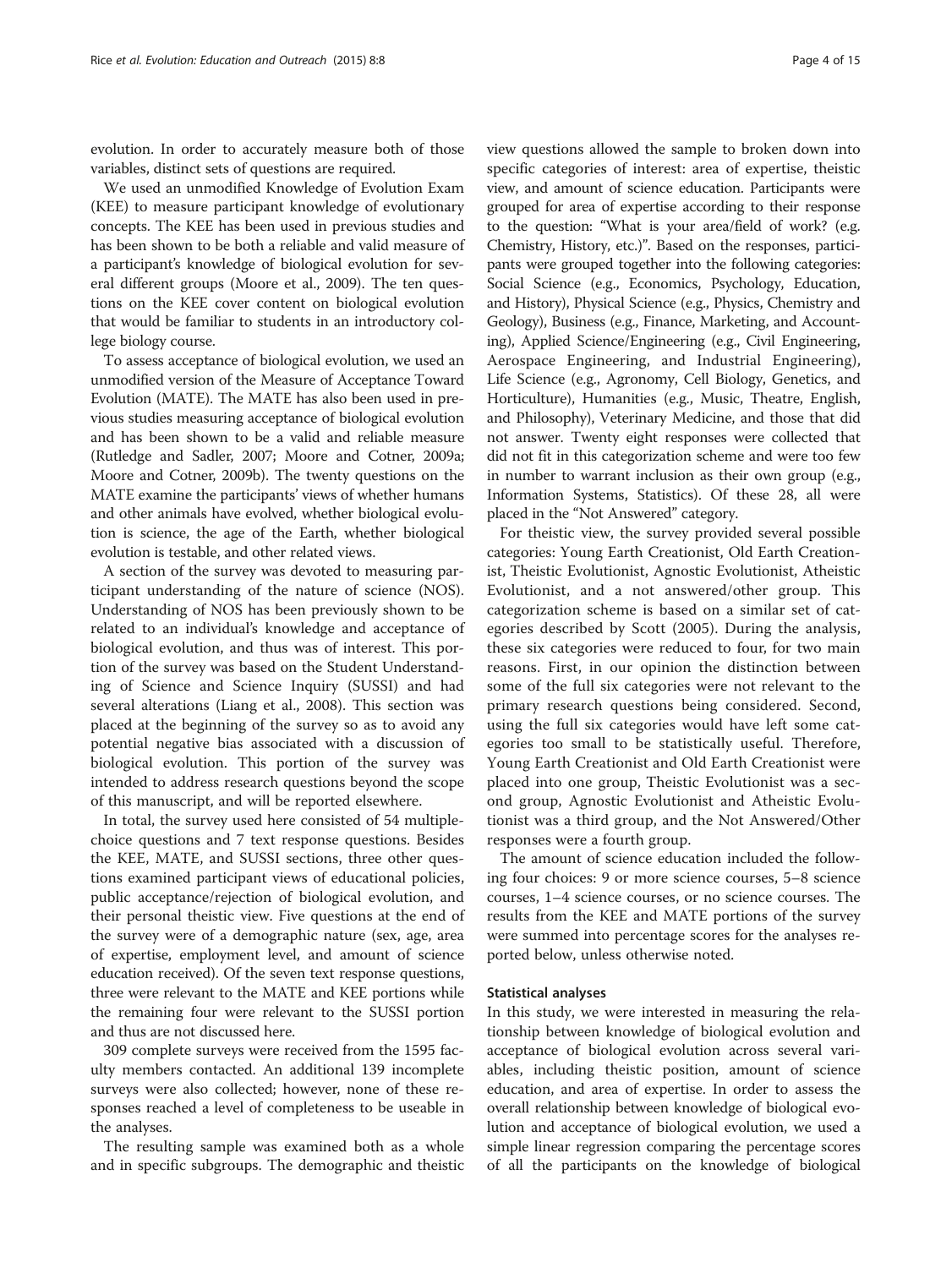evolution. In order to accurately measure both of those variables, distinct sets of questions are required.

We used an unmodified Knowledge of Evolution Exam (KEE) to measure participant knowledge of evolutionary concepts. The KEE has been used in previous studies and has been shown to be both a reliable and valid measure of a participant's knowledge of biological evolution for several different groups (Moore et al., 2009). The ten questions on the KEE cover content on biological evolution that would be familiar to students in an introductory college biology course.

To assess acceptance of biological evolution, we used an unmodified version of the Measure of Acceptance Toward Evolution (MATE). The MATE has also been used in previous studies measuring acceptance of biological evolution and has been shown to be a valid and reliable measure (Rutledge and Sadler, 2007; Moore and Cotner, 2009a; Moore and Cotner, 2009b). The twenty questions on the MATE examine the participants' views of whether humans and other animals have evolved, whether biological evolution is science, the age of the Earth, whether biological evolution is testable, and other related views.

A section of the survey was devoted to measuring participant understanding of the nature of science (NOS). Understanding of NOS has been previously shown to be related to an individual's knowledge and acceptance of biological evolution, and thus was of interest. This portion of the survey was based on the Student Understanding of Science and Science Inquiry (SUSSI) and had several alterations (Liang et al., 2008). This section was placed at the beginning of the survey so as to avoid any potential negative bias associated with a discussion of biological evolution. This portion of the survey was intended to address research questions beyond the scope of this manuscript, and will be reported elsewhere.

In total, the survey used here consisted of 54 multiple-choice questions and 7 text response questions. Besides the KEE, MATE, and SUSSI sections, three other questions examined participant views of educational policies, public acceptance/rejection of biological evolution, and their personal theistic view. Five questions at the end of the survey were of a demographic nature (sex, age, area of expertise, employment level, and amount of science education received). Of the seven text response questions, three were relevant to the MATE and KEE portions while the remaining four were relevant to the SUSSI portion and thus are not discussed here.

309 complete surveys were received from the 1595 faculty members contacted. An additional 139 incomplete surveys were also collected; however, none of these responses reached a level of completeness to be useable in the analyses.

The resulting sample was examined both as a whole and in specific subgroups. The demographic and theistic view questions allowed the sample to broken down into specific categories of interest: area of expertise, theistic view, and amount of science education. Participants were grouped for area of expertise according to their response to the question: "What is your area/field of work? (e.g. Chemistry, History, etc.)". Based on the responses, participants were grouped together into the following categories: Social Science (e.g., Economics, Psychology, Education, and History), Physical Science (e.g., Physics, Chemistry and Geology), Business (e.g., Finance, Marketing, and Accounting), Applied Science/Engineering (e.g., Civil Engineering, Aerospace Engineering, and Industrial Engineering), Life Science (e.g., Agronomy, Cell Biology, Genetics, and Horticulture), Humanities (e.g., Music, Theatre, English, and Philosophy), Veterinary Medicine, and those that did not answer. Twenty eight responses were collected that did not fit in this categorization scheme and were too few in number to warrant inclusion as their own group (e.g., Information Systems, Statistics). Of these 28, all were placed in the "Not Answered" category.

For theistic view, the survey provided several possible categories: Young Earth Creationist, Old Earth Creationist, Theistic Evolutionist, Agnostic Evolutionist, Atheistic Evolutionist, and a not answered/other group. This categorization scheme is based on a similar set of categories described by Scott (2005). During the analysis, these six categories were reduced to four, for two main reasons. First, in our opinion the distinction between some of the full six categories were not relevant to the primary research questions being considered. Second, using the full six categories would have left some categories too small to be statistically useful. Therefore, Young Earth Creationist and Old Earth Creationist were placed into one group, Theistic Evolutionist was a second group, Agnostic Evolutionist and Atheistic Evolutionist was a third group, and the Not Answered/Other responses were a fourth group.

The amount of science education included the following four choices: 9 or more science courses, 5–8 science courses, 1–4 science courses, or no science courses. The results from the KEE and MATE portions of the survey were summed into percentage scores for the analyses reported below, unless otherwise noted.

#### Statistical analyses

In this study, we were interested in measuring the relationship between knowledge of biological evolution and acceptance of biological evolution across several variables, including theistic position, amount of science education, and area of expertise. In order to assess the overall relationship between knowledge of biological evolution and acceptance of biological evolution, we used a simple linear regression comparing the percentage scores of all the participants on the knowledge of biological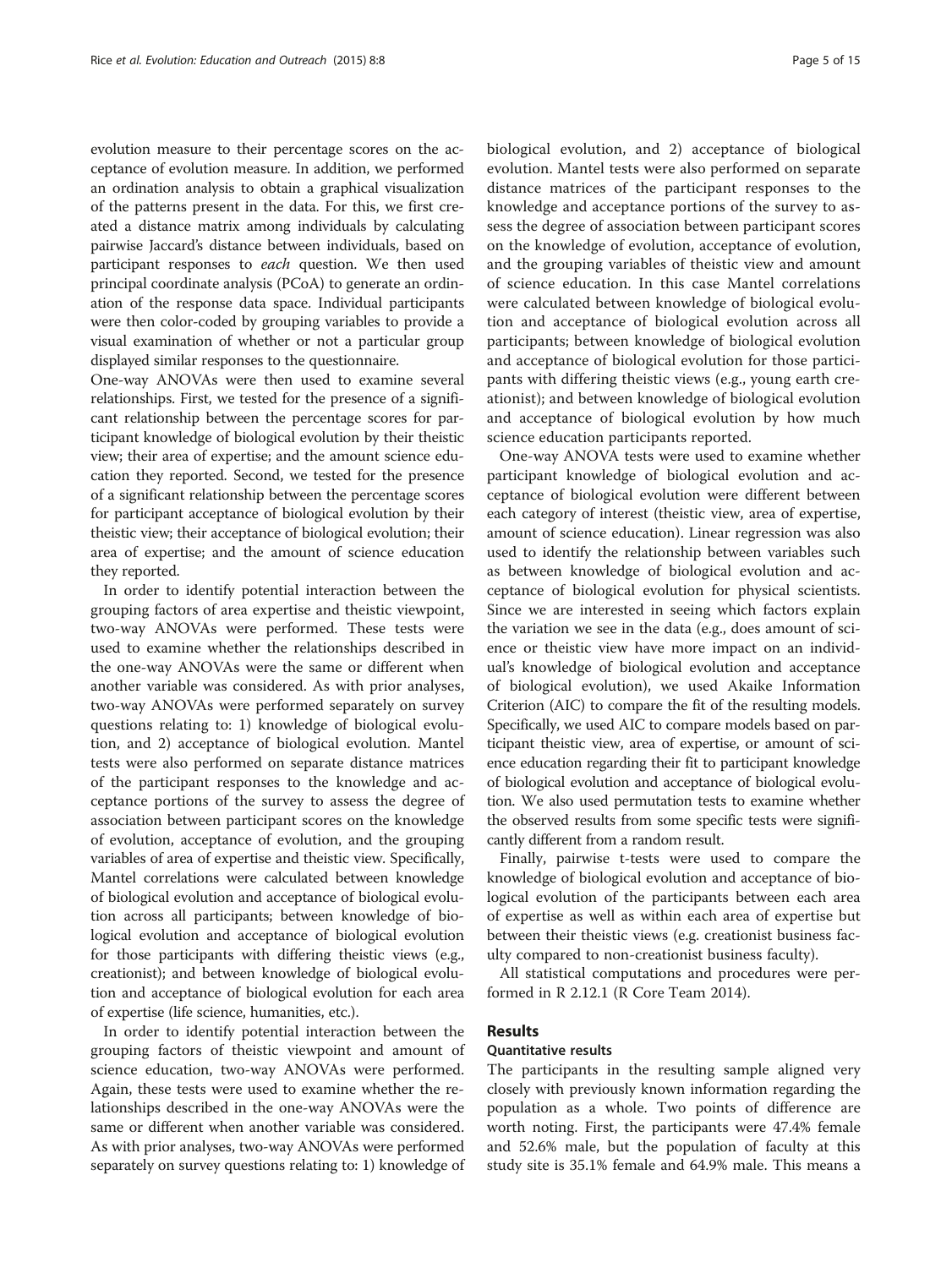evolution measure to their percentage scores on the acceptance of evolution measure. In addition, we performed an ordination analysis to obtain a graphical visualization of the patterns present in the data. For this, we first created a distance matrix among individuals by calculating pairwise Jaccard's distance between individuals, based on participant responses to *each* question. We then used principal coordinate analysis (PCoA) to generate an ordination of the response data space. Individual participants were then color-coded by grouping variables to provide a visual examination of whether or not a particular group displayed similar responses to the questionnaire.

One-way ANOVAs were then used to examine several relationships. First, we tested for the presence of a significant relationship between the percentage scores for participant knowledge of biological evolution by their theistic view; their area of expertise; and the amount science education they reported. Second, we tested for the presence of a significant relationship between the percentage scores for participant acceptance of biological evolution by their theistic view; their acceptance of biological evolution; their area of expertise; and the amount of science education they reported.

In order to identify potential interaction between the grouping factors of area expertise and theistic viewpoint, two-way ANOVAs were performed. These tests were used to examine whether the relationships described in the one-way ANOVAs were the same or different when another variable was considered. As with prior analyses, two-way ANOVAs were performed separately on survey questions relating to: 1) knowledge of biological evolution, and 2) acceptance of biological evolution. Mantel tests were also performed on separate distance matrices of the participant responses to the knowledge and acceptance portions of the survey to assess the degree of association between participant scores on the knowledge of evolution, acceptance of evolution, and the grouping variables of area of expertise and theistic view. Specifically, Mantel correlations were calculated between knowledge of biological evolution and acceptance of biological evolution across all participants; between knowledge of biological evolution and acceptance of biological evolution for those participants with differing theistic views (e.g., creationist); and between knowledge of biological evolution and acceptance of biological evolution for each area of expertise (life science, humanities, etc.).

In order to identify potential interaction between the grouping factors of theistic viewpoint and amount of science education, two-way ANOVAs were performed. Again, these tests were used to examine whether the relationships described in the one-way ANOVAs were the same or different when another variable was considered. As with prior analyses, two-way ANOVAs were performed separately on survey questions relating to: 1) knowledge of biological evolution, and 2) acceptance of biological evolution. Mantel tests were also performed on separate distance matrices of the participant responses to the knowledge and acceptance portions of the survey to assess the degree of association between participant scores on the knowledge of evolution, acceptance of evolution, and the grouping variables of theistic view and amount of science education. In this case Mantel correlations were calculated between knowledge of biological evolution and acceptance of biological evolution across all participants; between knowledge of biological evolution and acceptance of biological evolution for those participants with differing theistic views (e.g., young earth creationist); and between knowledge of biological evolution and acceptance of biological evolution by how much science education participants reported.

One-way ANOVA tests were used to examine whether participant knowledge of biological evolution and acceptance of biological evolution were different between each category of interest (theistic view, area of expertise, amount of science education). Linear regression was also used to identify the relationship between variables such as between knowledge of biological evolution and acceptance of biological evolution for physical scientists. Since we are interested in seeing which factors explain the variation we see in the data (e.g., does amount of science or theistic view have more impact on an individual's knowledge of biological evolution and acceptance of biological evolution), we used Akaike Information Criterion (AIC) to compare the fit of the resulting models. Specifically, we used AIC to compare models based on participant theistic view, area of expertise, or amount of science education regarding their fit to participant knowledge of biological evolution and acceptance of biological evolution. We also used permutation tests to examine whether the observed results from some specific tests were significantly different from a random result.

Finally, pairwise t-tests were used to compare the knowledge of biological evolution and acceptance of biological evolution of the participants between each area of expertise as well as within each area of expertise but between their theistic views (e.g. creationist business faculty compared to non-creationist business faculty).

All statistical computations and procedures were performed in R 2.12.1 (R Core Team 2014).

## Results

### Quantitative results

The participants in the resulting sample aligned very closely with previously known information regarding the population as a whole. Two points of difference are worth noting. First, the participants were 47.4% female and 52.6% male, but the population of faculty at this study site is 35.1% female and 64.9% male. This means a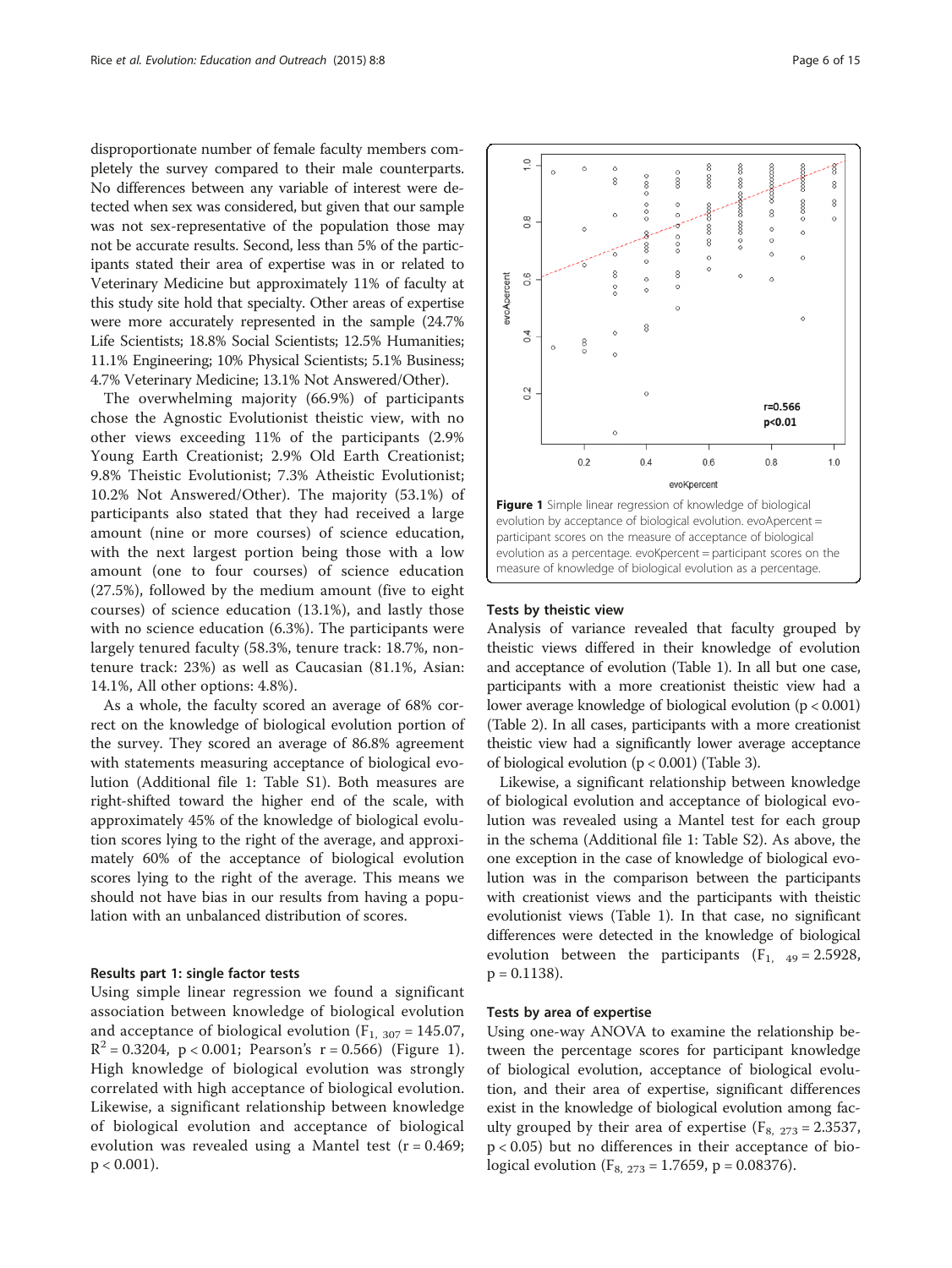disproportionate number of female faculty members completely the survey compared to their male counterparts. No differences between any variable of interest were detected when sex was considered, but given that our sample was not sex-representative of the population those may not be accurate results. Second, less than 5% of the participants stated their area of expertise was in or related to Veterinary Medicine but approximately 11% of faculty at this study site hold that specialty. Other areas of expertise were more accurately represented in the sample (24.7% Life Scientists; 18.8% Social Scientists; 12.5% Humanities; 11.1% Engineering; 10% Physical Scientists; 5.1% Business; 4.7% Veterinary Medicine; 13.1% Not Answered/Other).

The overwhelming majority (66.9%) of participants chose the Agnostic Evolutionist theistic view, with no other views exceeding 11% of the participants (2.9% Young Earth Creationist; 2.9% Old Earth Creationist; 9.8% Theistic Evolutionist; 7.3% Atheistic Evolutionist; 10.2% Not Answered/Other). The majority (53.1%) of participants also stated that they had received a large amount (nine or more courses) of science education, with the next largest portion being those with a low amount (one to four courses) of science education (27.5%), followed by the medium amount (five to eight courses) of science education (13.1%), and lastly those with no science education (6.3%). The participants were largely tenured faculty (58.3%, tenure track: 18.7%, non-tenure track: 23%) as well as Caucasian (81.1%, Asian: 14.1%, All other options: 4.8%).

As a whole, the faculty scored an average of 68% correct on the knowledge of biological evolution portion of the survey. They scored an average of 86.8% agreement with statements measuring acceptance of biological evolution (Additional file 1: Table S1). Both measures are right-shifted toward the higher end of the scale, with approximately 45% of the knowledge of biological evolution scores lying to the right of the average, and approximately 60% of the acceptance of biological evolution scores lying to the right of the average. This means we should not have bias in our results from having a population with an unbalanced distribution of scores.

### Results part 1: single factor tests

Using simple linear regression we found a significant association between knowledge of biological evolution and acceptance of biological evolution ($F_{1,\ 307} = 145.07$, $R^2 = 0.3204$, $p < 0.001$; Pearson's $r = 0.566$) (Figure 1). High knowledge of biological evolution was strongly correlated with high acceptance of biological evolution. Likewise, a significant relationship between knowledge of biological evolution and acceptance of biological evolution was revealed using a Mantel test ($r = 0.469$; $p < 0.001$).

evoApercent
evoKpercent
r=0.566
p<0.01

**Figure 1** Simple linear regression of knowledge of biological evolution by acceptance of biological evolution. evoApercent = participant scores on the measure of acceptance of biological evolution as a percentage. evoKpercent = participant scores on the measure of knowledge of biological evolution as a percentage.

### Tests by theistic view

Analysis of variance revealed that faculty grouped by theistic views differed in their knowledge of evolution and acceptance of evolution (Table 1). In all but one case, participants with a more creationist theistic view had a lower average knowledge of biological evolution ($p < 0.001$) (Table 2). In all cases, participants with a more creationist theistic view had a significantly lower average acceptance of biological evolution ($p < 0.001$) (Table 3).

Likewise, a significant relationship between knowledge of biological evolution and acceptance of biological evolution was revealed using a Mantel test for each group in the schema (Additional file 1: Table S2). As above, the one exception in the case of knowledge of biological evolution was in the comparison between the participants with creationist views and the participants with theistic evolutionist views (Table 1). In that case, no significant differences were detected in the knowledge of biological evolution between the participants ($F_{1,\ 49} = 2.5928$, $p = 0.1138$).

### Tests by area of expertise

Using one-way ANOVA to examine the relationship between the percentage scores for participant knowledge of biological evolution, acceptance of biological evolution, and their area of expertise, significant differences exist in the knowledge of biological evolution among faculty grouped by their area of expertise ($F_{8,\ 273} = 2.3537$, $p < 0.05$) but no differences in their acceptance of biological evolution ($F_{8,\ 273} = 1.7659$, $p = 0.08376$).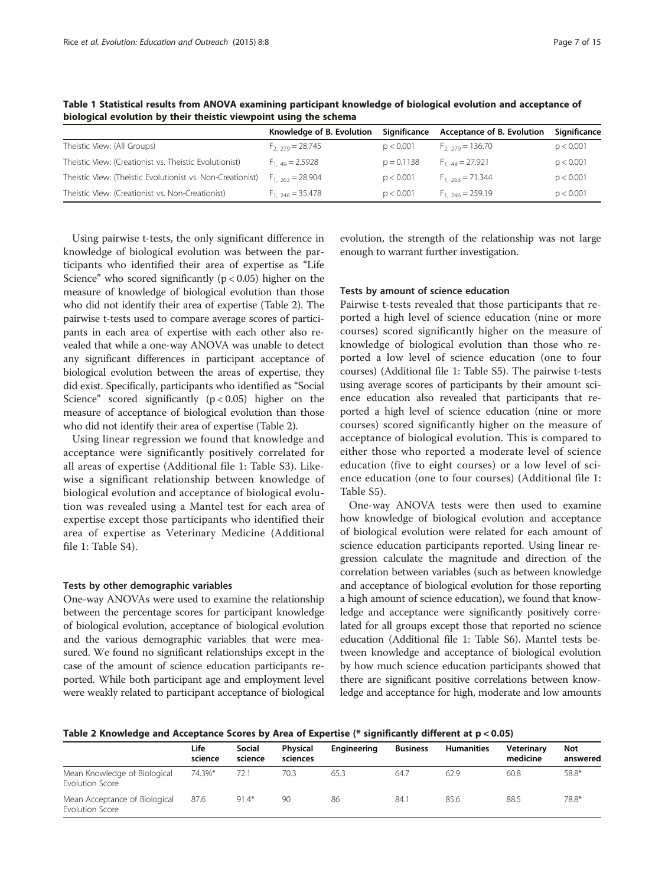**Table 1 Statistical results from ANOVA examining participant knowledge of biological evolution and acceptance of biological evolution by their theistic viewpoint using the schema**

| | Knowledge of B. Evolution | Significance | Acceptance of B. Evolution | Significance |
|---|---|---|---|---|
| Theistic View: (All Groups) | $F_{2,\ 279} = 28.745$ | $p < 0.001$ | $F_{2,\ 279} = 136.70$ | $p < 0.001$ |
| Theistic View: (Creationist vs. Theistic Evolutionist) | $F_{1,\ 49} = 2.5928$ | $p = 0.1138$ | $F_{1,\ 49} = 27.921$ | $p < 0.001$ |
| Theistic View: (Theistic Evolutionist vs. Non-Creationist) | $F_{1,\ 263} = 28.904$ | $p < 0.001$ | $F_{1,\ 263} = 71.344$ | $p < 0.001$ |
| Theistic View: (Creationist vs. Non-Creationist) | $F_{1,\ 246} = 35.478$ | $p < 0.001$ | $F_{1,\ 246} = 259.19$ | $p < 0.001$ |

Using pairwise t-tests, the only significant difference in knowledge of biological evolution was between the participants who identified their area of expertise as "Life Science" who scored significantly ($p < 0.05$) higher on the measure of knowledge of biological evolution than those who did not identify their area of expertise (Table 2). The pairwise t-tests used to compare average scores of participants in each area of expertise with each other also revealed that while a one-way ANOVA was unable to detect any significant differences in participant acceptance of biological evolution between the areas of expertise, they did exist. Specifically, participants who identified as "Social Science" scored significantly ($p < 0.05$) higher on the measure of acceptance of biological evolution than those who did not identify their area of expertise (Table 2).

Using linear regression we found that knowledge and acceptance were significantly positively correlated for all areas of expertise (Additional file 1: Table S3). Likewise a significant relationship between knowledge of biological evolution and acceptance of biological evolution was revealed using a Mantel test for each area of expertise except those participants who identified their area of expertise as Veterinary Medicine (Additional file 1: Table S4).

#### Tests by other demographic variables

One-way ANOVAs were used to examine the relationship between the percentage scores for participant knowledge of biological evolution, acceptance of biological evolution and the various demographic variables that were measured. We found no significant relationships except in the case of the amount of science education participants reported. While both participant age and employment level were weakly related to participant acceptance of biological evolution, the strength of the relationship was not large enough to warrant further investigation.

#### Tests by amount of science education

Pairwise t-tests revealed that those participants that reported a high level of science education (nine or more courses) scored significantly higher on the measure of knowledge of biological evolution than those who reported a low level of science education (one to four courses) (Additional file 1: Table S5). The pairwise t-tests using average scores of participants by their amount science education also revealed that participants that reported a high level of science education (nine or more courses) scored significantly higher on the measure of acceptance of biological evolution. This is compared to either those who reported a moderate level of science education (five to eight courses) or a low level of science education (one to four courses) (Additional file 1: Table S5).

One-way ANOVA tests were then used to examine how knowledge of biological evolution and acceptance of biological evolution were related for each amount of science education participants reported. Using linear regression calculate the magnitude and direction of the correlation between variables (such as between knowledge and acceptance of biological evolution for those reporting a high amount of science education), we found that knowledge and acceptance were significantly positively correlated for all groups except those that reported no science education (Additional file 1: Table S6). Mantel tests between knowledge and acceptance of biological evolution by how much science education participants showed that there are significant positive correlations between knowledge and acceptance for high, moderate and low amounts

**Table 2 Knowledge and Acceptance Scores by Area of Expertise (* significantly different at $p < 0.05$)**

| | Life science | Social science | Physical sciences | Engineering | Business | Humanities | Veterinary medicine | Not answered |
|---|---|---|---|---|---|---|---|---|
| Mean Knowledge of Biological Evolution Score | 74.3%* | 72.1 | 70.3 | 65.3 | 64.7 | 62.9 | 60.8 | 58.8* |
| Mean Acceptance of Biological Evolution Score | 87.6 | 91.4* | 90 | 86 | 84.1 | 85.6 | 88.5 | 78.8* |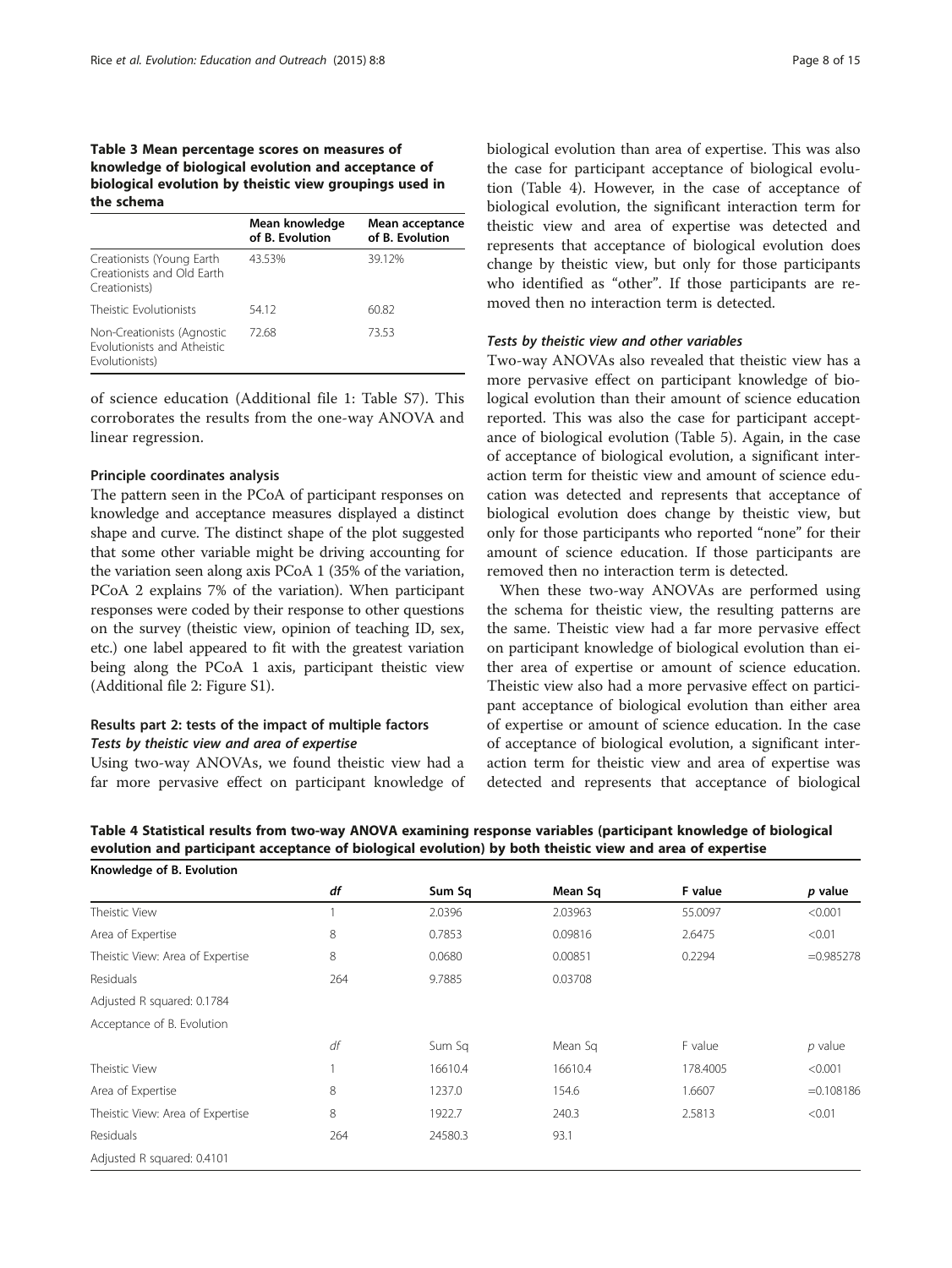**Table 3 Mean percentage scores on measures of knowledge of biological evolution and acceptance of biological evolution by theistic view groupings used in the schema**

| | Mean knowledge of B. Evolution | Mean acceptance of B. Evolution |
|---|---|---|
| Creationists (Young Earth Creationists and Old Earth Creationists) | 43.53% | 39.12% |
| Theistic Evolutionists | 54.12 | 60.82 |
| Non-Creationists (Agnostic Evolutionists and Atheistic Evolutionists) | 72.68 | 73.53 |

of science education (Additional file 1: Table S7). This corroborates the results from the one-way ANOVA and linear regression.

#### Principle coordinates analysis

The pattern seen in the PCoA of participant responses on knowledge and acceptance measures displayed a distinct shape and curve. The distinct shape of the plot suggested that some other variable might be driving accounting for the variation seen along axis PCoA 1 (35% of the variation, PCoA 2 explains 7% of the variation). When participant responses were coded by their response to other questions on the survey (theistic view, opinion of teaching ID, sex, etc.) one label appeared to fit with the greatest variation being along the PCoA 1 axis, participant theistic view (Additional file 2: Figure S1).

### Results part 2: tests of the impact of multiple factors

#### *Tests by theistic view and area of expertise*

Using two-way ANOVAs, we found theistic view had a far more pervasive effect on participant knowledge of biological evolution than area of expertise. This was also the case for participant acceptance of biological evolution (Table 4). However, in the case of acceptance of biological evolution, the significant interaction term for theistic view and area of expertise was detected and represents that acceptance of biological evolution does change by theistic view, but only for those participants who identified as "other". If those participants are removed then no interaction term is detected.

#### *Tests by theistic view and other variables*

Two-way ANOVAs also revealed that theistic view has a more pervasive effect on participant knowledge of biological evolution than their amount of science education reported. This was also the case for participant acceptance of biological evolution (Table 5). Again, in the case of acceptance of biological evolution, a significant interaction term for theistic view and amount of science education was detected and represents that acceptance of biological evolution does change by theistic view, but only for those participants who reported "none" for their amount of science education. If those participants are removed then no interaction term is detected.

When these two-way ANOVAs are performed using the schema for theistic view, the resulting patterns are the same. Theistic view had a far more pervasive effect on participant knowledge of biological evolution than either area of expertise or amount of science education. Theistic view also had a more pervasive effect on participant acceptance of biological evolution than either area of expertise or amount of science education. In the case of acceptance of biological evolution, a significant interaction term for theistic view and area of expertise was detected and represents that acceptance of biological

**Table 4 Statistical results from two-way ANOVA examining response variables (participant knowledge of biological evolution and participant acceptance of biological evolution) by both theistic view and area of expertise**

| Knowledge of B. Evolution | | | | | |
|---|---|---|---|---|---|
| | *df* | Sum Sq | Mean Sq | F value | *p* value |
| Theistic View | 1 | 2.0396 | 2.03963 | 55.0097 | <0.001 |
| Area of Expertise | 8 | 0.7853 | 0.09816 | 2.6475 | <0.01 |
| Theistic View: Area of Expertise | 8 | 0.0680 | 0.00851 | 0.2294 | =0.985278 |
| Residuals | 264 | 9.7885 | 0.03708 | | |
| Adjusted R squared: 0.1784 | | | | | |
| Acceptance of B. Evolution | | | | | |
| | *df* | Sum Sq | Mean Sq | F value | *p* value |
| Theistic View | 1 | 16610.4 | 16610.4 | 178.4005 | <0.001 |
| Area of Expertise | 8 | 1237.0 | 154.6 | 1.6607 | =0.108186 |
| Theistic View: Area of Expertise | 8 | 1922.7 | 240.3 | 2.5813 | <0.01 |
| Residuals | 264 | 24580.3 | 93.1 | | |
| Adjusted R squared: 0.4101 | | | | | |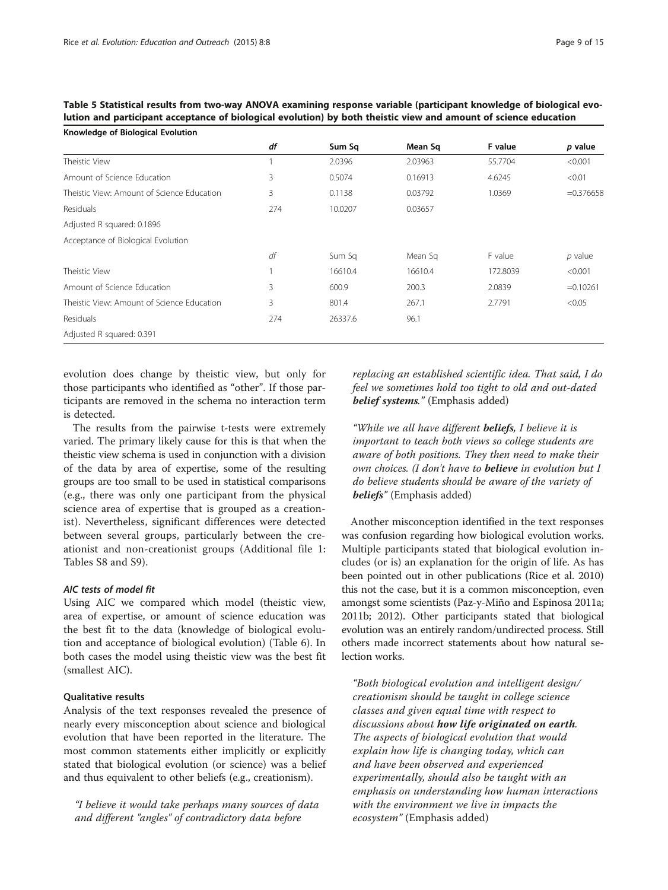**Table 5 Statistical results from two-way ANOVA examining response variable (participant knowledge of biological evolution and participant acceptance of biological evolution) by both theistic view and amount of science education**

| Knowledge of Biological Evolution | | | | | |
|---|---|---|---|---|---|
| | *df* | Sum Sq | Mean Sq | F value | *p* value |
| Theistic View | 1 | 2.0396 | 2.03963 | 55.7704 | <0.001 |
| Amount of Science Education | 3 | 0.5074 | 0.16913 | 4.6245 | <0.01 |
| Theistic View: Amount of Science Education | 3 | 0.1138 | 0.03792 | 1.0369 | =0.376658 |
| Residuals | 274 | 10.0207 | 0.03657 | | |
| Adjusted R squared: 0.1896 | | | | | |
| Acceptance of Biological Evolution | | | | | |
| | *df* | Sum Sq | Mean Sq | F value | *p* value |
| Theistic View | 1 | 16610.4 | 16610.4 | 172.8039 | <0.001 |
| Amount of Science Education | 3 | 600.9 | 200.3 | 2.0839 | =0.10261 |
| Theistic View: Amount of Science Education | 3 | 801.4 | 267.1 | 2.7791 | <0.05 |
| Residuals | 274 | 26337.6 | 96.1 | | |
| Adjusted R squared: 0.391 | | | | | |

evolution does change by theistic view, but only for those participants who identified as "other". If those participants are removed in the schema no interaction term is detected.

The results from the pairwise t-tests were extremely varied. The primary likely cause for this is that when the theistic view schema is used in conjunction with a division of the data by area of expertise, some of the resulting groups are too small to be used in statistical comparisons (e.g., there was only one participant from the physical science area of expertise that is grouped as a creationist). Nevertheless, significant differences were detected between several groups, particularly between the creationist and non-creationist groups (Additional file 1: Tables S8 and S9).

#### *AIC tests of model fit*

Using AIC we compared which model (theistic view, area of expertise, or amount of science education was the best fit to the data (knowledge of biological evolution and acceptance of biological evolution) (Table 6). In both cases the model using theistic view was the best fit (smallest AIC).

### Qualitative results

Analysis of the text responses revealed the presence of nearly every misconception about science and biological evolution that have been reported in the literature. The most common statements either implicitly or explicitly stated that biological evolution (or science) was a belief and thus equivalent to other beliefs (e.g., creationism).

> *"I believe it would take perhaps many sources of data and different "angles" of contradictory data before replacing an established scientific idea. That said, I do feel we sometimes hold too tight to old and out-dated* ***belief systems****."* (Emphasis added)

> *"While we all have different* ***beliefs****, I believe it is important to teach both views so college students are aware of both positions. They then need to make their own choices. (I don't have to* ***believe*** *in evolution but I do believe students should be aware of the variety of* ***beliefs****"* (Emphasis added)

Another misconception identified in the text responses was confusion regarding how biological evolution works. Multiple participants stated that biological evolution includes (or is) an explanation for the origin of life. As has been pointed out in other publications (Rice et al. 2010) this not the case, but it is a common misconception, even amongst some scientists (Paz-y-Miño and Espinosa 2011a; 2011b; 2012). Other participants stated that biological evolution was an entirely random/undirected process. Still others made incorrect statements about how natural selection works.

> *"Both biological evolution and intelligent design/creationism should be taught in college science classes and given equal time with respect to discussions about* ***how life originated on earth****. The aspects of biological evolution that would explain how life is changing today, which can and have been observed and experienced experimentally, should also be taught with an emphasis on understanding how human interactions with the environment we live in impacts the ecosystem"* (Emphasis added)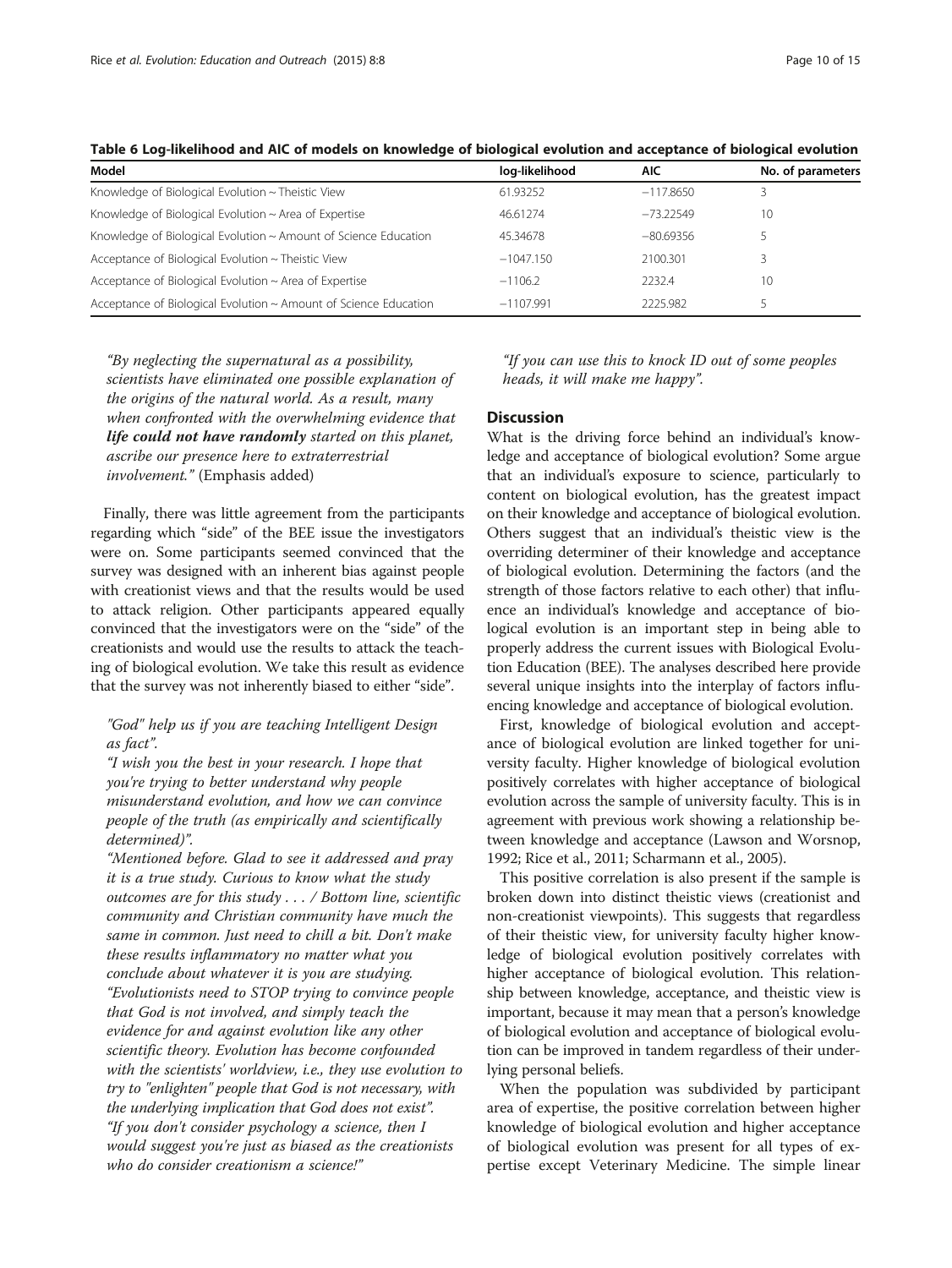**Table 6 Log-likelihood and AIC of models on knowledge of biological evolution and acceptance of biological evolution**

| Model | log-likelihood | AIC | No. of parameters |
|---|---|---|---|
| Knowledge of Biological Evolution ~ Theistic View | 61.93252 | −117.8650 | 3 |
| Knowledge of Biological Evolution ~ Area of Expertise | 46.61274 | −73.22549 | 10 |
| Knowledge of Biological Evolution ~ Amount of Science Education | 45.34678 | −80.69356 | 5 |
| Acceptance of Biological Evolution ~ Theistic View | −1047.150 | 2100.301 | 3 |
| Acceptance of Biological Evolution ~ Area of Expertise | −1106.2 | 2232.4 | 10 |
| Acceptance of Biological Evolution ~ Amount of Science Education | −1107.991 | 2225.982 | 5 |

*"By neglecting the supernatural as a possibility, scientists have eliminated one possible explanation of the origins of the natural world. As a result, many when confronted with the overwhelming evidence that* ***life could not have randomly*** *started on this planet, ascribe our presence here to extraterrestrial involvement."* (Emphasis added)

Finally, there was little agreement from the participants regarding which "side" of the BEE issue the investigators were on. Some participants seemed convinced that the survey was designed with an inherent bias against people with creationist views and that the results would be used to attack religion. Other participants appeared equally convinced that the investigators were on the "side" of the creationists and would use the results to attack the teaching of biological evolution. We take this result as evidence that the survey was not inherently biased to either "side".

*"God" help us if you are teaching Intelligent Design as fact".*

*"I wish you the best in your research. I hope that you're trying to better understand why people misunderstand evolution, and how we can convince people of the truth (as empirically and scientifically determined)".*

*"Mentioned before. Glad to see it addressed and pray it is a true study. Curious to know what the study outcomes are for this study . . . / Bottom line, scientific community and Christian community have much the same in common. Just need to chill a bit. Don't make these results inflammatory no matter what you conclude about whatever it is you are studying.*

*"Evolutionists need to STOP trying to convince people that God is not involved, and simply teach the evidence for and against evolution like any other scientific theory. Evolution has become confounded with the scientists' worldview, i.e., they use evolution to try to "enlighten" people that God is not necessary, with the underlying implication that God does not exist".*

*"If you don't consider psychology a science, then I would suggest you're just as biased as the creationists who do consider creationism a science!"*

*"If you can use this to knock ID out of some peoples heads, it will make me happy".*

## Discussion

What is the driving force behind an individual's knowledge and acceptance of biological evolution? Some argue that an individual's exposure to science, particularly to content on biological evolution, has the greatest impact on their knowledge and acceptance of biological evolution. Others suggest that an individual's theistic view is the overriding determiner of their knowledge and acceptance of biological evolution. Determining the factors (and the strength of those factors relative to each other) that influence an individual's knowledge and acceptance of biological evolution is an important step in being able to properly address the current issues with Biological Evolution Education (BEE). The analyses described here provide several unique insights into the interplay of factors influencing knowledge and acceptance of biological evolution.

First, knowledge of biological evolution and acceptance of biological evolution are linked together for university faculty. Higher knowledge of biological evolution positively correlates with higher acceptance of biological evolution across the sample of university faculty. This is in agreement with previous work showing a relationship between knowledge and acceptance (Lawson and Worsnop, 1992; Rice et al., 2011; Scharmann et al., 2005).

This positive correlation is also present if the sample is broken down into distinct theistic views (creationist and non-creationist viewpoints). This suggests that regardless of their theistic view, for university faculty higher knowledge of biological evolution positively correlates with higher acceptance of biological evolution. This relationship between knowledge, acceptance, and theistic view is important, because it may mean that a person's knowledge of biological evolution and acceptance of biological evolution can be improved in tandem regardless of their underlying personal beliefs.

When the population was subdivided by participant area of expertise, the positive correlation between higher knowledge of biological evolution and higher acceptance of biological evolution was present for all types of expertise except Veterinary Medicine. The simple linear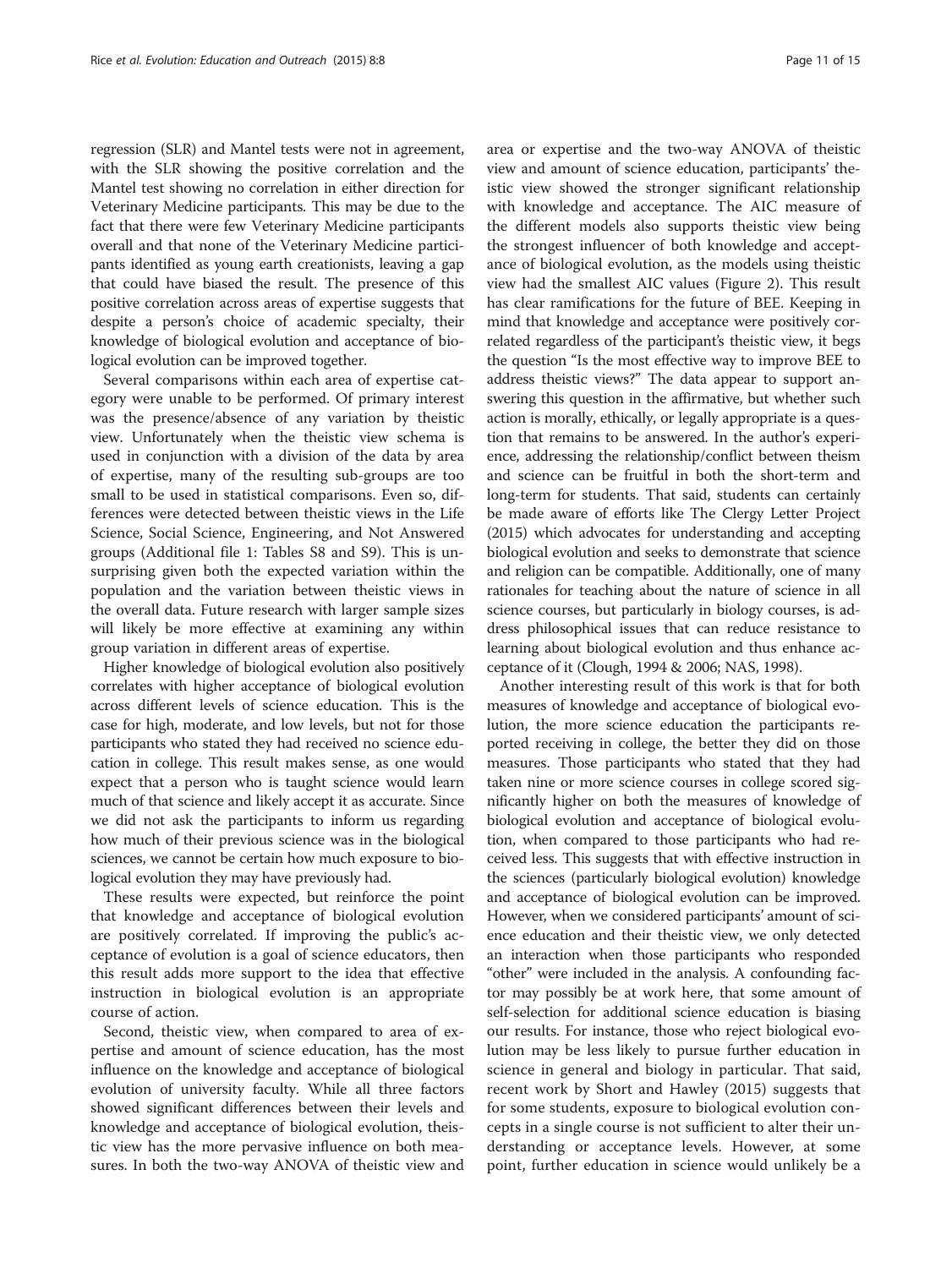regression (SLR) and Mantel tests were not in agreement, with the SLR showing the positive correlation and the Mantel test showing no correlation in either direction for Veterinary Medicine participants. This may be due to the fact that there were few Veterinary Medicine participants overall and that none of the Veterinary Medicine participants identified as young earth creationists, leaving a gap that could have biased the result. The presence of this positive correlation across areas of expertise suggests that despite a person's choice of academic specialty, their knowledge of biological evolution and acceptance of biological evolution can be improved together.

Several comparisons within each area of expertise category were unable to be performed. Of primary interest was the presence/absence of any variation by theistic view. Unfortunately when the theistic view schema is used in conjunction with a division of the data by area of expertise, many of the resulting sub-groups are too small to be used in statistical comparisons. Even so, differences were detected between theistic views in the Life Science, Social Science, Engineering, and Not Answered groups (Additional file 1: Tables S8 and S9). This is unsurprising given both the expected variation within the population and the variation between theistic views in the overall data. Future research with larger sample sizes will likely be more effective at examining any within group variation in different areas of expertise.

Higher knowledge of biological evolution also positively correlates with higher acceptance of biological evolution across different levels of science education. This is the case for high, moderate, and low levels, but not for those participants who stated they had received no science education in college. This result makes sense, as one would expect that a person who is taught science would learn much of that science and likely accept it as accurate. Since we did not ask the participants to inform us regarding how much of their previous science was in the biological sciences, we cannot be certain how much exposure to biological evolution they may have previously had.

These results were expected, but reinforce the point that knowledge and acceptance of biological evolution are positively correlated. If improving the public's acceptance of evolution is a goal of science educators, then this result adds more support to the idea that effective instruction in biological evolution is an appropriate course of action.

Second, theistic view, when compared to area of expertise and amount of science education, has the most influence on the knowledge and acceptance of biological evolution of university faculty. While all three factors showed significant differences between their levels and knowledge and acceptance of biological evolution, theistic view has the more pervasive influence on both measures. In both the two-way ANOVA of theistic view and area or expertise and the two-way ANOVA of theistic view and amount of science education, participants' theistic view showed the stronger significant relationship with knowledge and acceptance. The AIC measure of the different models also supports theistic view being the strongest influencer of both knowledge and acceptance of biological evolution, as the models using theistic view had the smallest AIC values (Figure 2). This result has clear ramifications for the future of BEE. Keeping in mind that knowledge and acceptance were positively correlated regardless of the participant's theistic view, it begs the question "Is the most effective way to improve BEE to address theistic views?" The data appear to support answering this question in the affirmative, but whether such action is morally, ethically, or legally appropriate is a question that remains to be answered. In the author's experience, addressing the relationship/conflict between theism and science can be fruitful in both the short-term and long-term for students. That said, students can certainly be made aware of efforts like The Clergy Letter Project (2015) which advocates for understanding and accepting biological evolution and seeks to demonstrate that science and religion can be compatible. Additionally, one of many rationales for teaching about the nature of science in all science courses, but particularly in biology courses, is address philosophical issues that can reduce resistance to learning about biological evolution and thus enhance acceptance of it (Clough, 1994 & 2006; NAS, 1998).

Another interesting result of this work is that for both measures of knowledge and acceptance of biological evolution, the more science education the participants reported receiving in college, the better they did on those measures. Those participants who stated that they had taken nine or more science courses in college scored significantly higher on both the measures of knowledge of biological evolution and acceptance of biological evolution, when compared to those participants who had received less. This suggests that with effective instruction in the sciences (particularly biological evolution) knowledge and acceptance of biological evolution can be improved. However, when we considered participants' amount of science education and their theistic view, we only detected an interaction when those participants who responded "other" were included in the analysis. A confounding factor may possibly be at work here, that some amount of self-selection for additional science education is biasing our results. For instance, those who reject biological evolution may be less likely to pursue further education in science in general and biology in particular. That said, recent work by Short and Hawley (2015) suggests that for some students, exposure to biological evolution concepts in a single course is not sufficient to alter their understanding or acceptance levels. However, at some point, further education in science would unlikely be a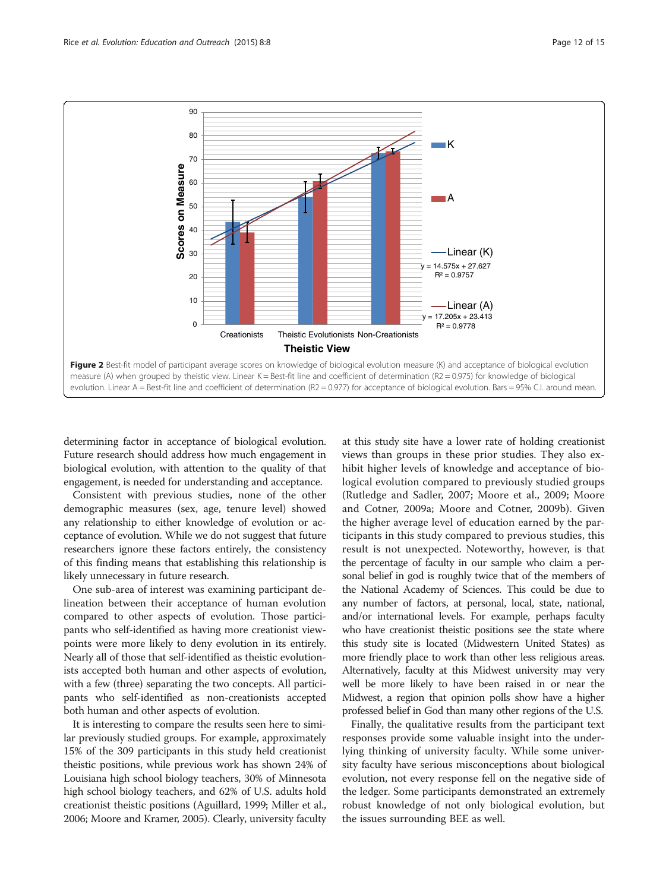90
80
70
60
50
40
30
20
10
0

Scores on Measure

K

A

Linear (K)
y = 14.575x + 27.627
$R^2 = 0.9757$

Linear (A)
y = 17.205x + 23.413
$R^2 = 0.9778$

Creationists
Theistic Evolutionists
Non-Creationists

Theistic View

**Figure 2** Best-fit model of participant average scores on knowledge of biological evolution measure (K) and acceptance of biological evolution measure (A) when grouped by theistic view. Linear K = Best-fit line and coefficient of determination (R2 = 0.975) for knowledge of biological evolution. Linear A = Best-fit line and coefficient of determination (R2 = 0.977) for acceptance of biological evolution. Bars = 95% C.I. around mean.

determining factor in acceptance of biological evolution. Future research should address how much engagement in biological evolution, with attention to the quality of that engagement, is needed for understanding and acceptance.

Consistent with previous studies, none of the other demographic measures (sex, age, tenure level) showed any relationship to either knowledge of evolution or acceptance of evolution. While we do not suggest that future researchers ignore these factors entirely, the consistency of this finding means that establishing this relationship is likely unnecessary in future research.

One sub-area of interest was examining participant delineation between their acceptance of human evolution compared to other aspects of evolution. Those participants who self-identified as having more creationist viewpoints were more likely to deny evolution in its entirely. Nearly all of those that self-identified as theistic evolutionists accepted both human and other aspects of evolution, with a few (three) separating the two concepts. All participants who self-identified as non-creationists accepted both human and other aspects of evolution.

It is interesting to compare the results seen here to similar previously studied groups. For example, approximately 15% of the 309 participants in this study held creationist theistic positions, while previous work has shown 24% of Louisiana high school biology teachers, 30% of Minnesota high school biology teachers, and 62% of U.S. adults hold creationist theistic positions (Aguillard, 1999; Miller et al., 2006; Moore and Kramer, 2005). Clearly, university faculty at this study site have a lower rate of holding creationist views than groups in these prior studies. They also exhibit higher levels of knowledge and acceptance of biological evolution compared to previously studied groups (Rutledge and Sadler, 2007; Moore et al., 2009; Moore and Cotner, 2009a; Moore and Cotner, 2009b). Given the higher average level of education earned by the participants in this study compared to previous studies, this result is not unexpected. Noteworthy, however, is that the percentage of faculty in our sample who claim a personal belief in god is roughly twice that of the members of the National Academy of Sciences. This could be due to any number of factors, at personal, local, state, national, and/or international levels. For example, perhaps faculty who have creationist theistic positions see the state where this study site is located (Midwestern United States) as more friendly place to work than other less religious areas. Alternatively, faculty at this Midwest university may very well be more likely to have been raised in or near the Midwest, a region that opinion polls show have a higher professed belief in God than many other regions of the U.S.

Finally, the qualitative results from the participant text responses provide some valuable insight into the underlying thinking of university faculty. While some university faculty have serious misconceptions about biological evolution, not every response fell on the negative side of the ledger. Some participants demonstrated an extremely robust knowledge of not only biological evolution, but the issues surrounding BEE as well.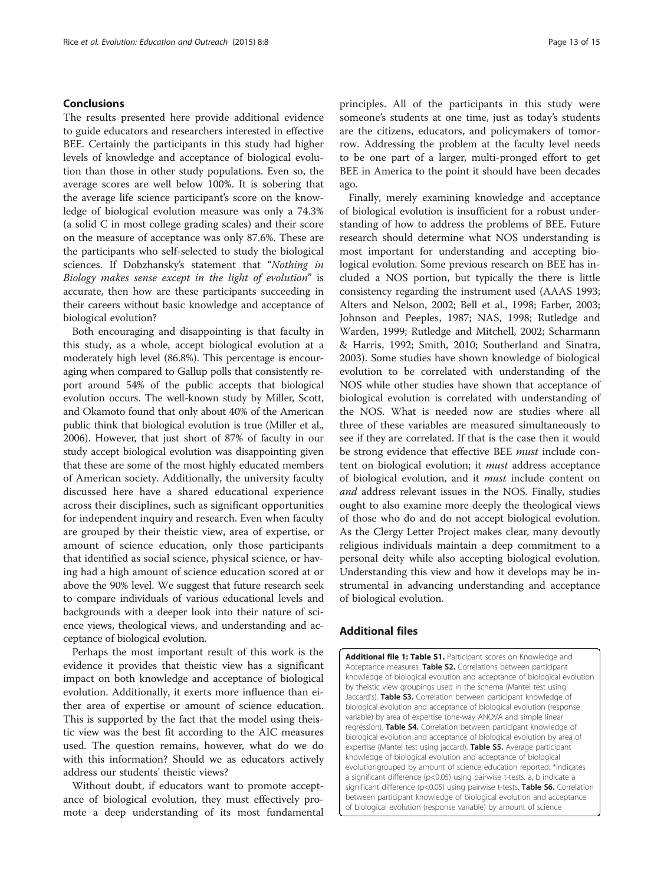## Conclusions

The results presented here provide additional evidence to guide educators and researchers interested in effective BEE. Certainly the participants in this study had higher levels of knowledge and acceptance of biological evolution than those in other study populations. Even so, the average scores are well below 100%. It is sobering that the average life science participant's score on the knowledge of biological evolution measure was only a 74.3% (a solid C in most college grading scales) and their score on the measure of acceptance was only 87.6%. These are the participants who self-selected to study the biological sciences. If Dobzhansky's statement that "*Nothing in Biology makes sense except in the light of evolution*" is accurate, then how are these participants succeeding in their careers without basic knowledge and acceptance of biological evolution?

Both encouraging and disappointing is that faculty in this study, as a whole, accept biological evolution at a moderately high level (86.8%). This percentage is encouraging when compared to Gallup polls that consistently report around 54% of the public accepts that biological evolution occurs. The well-known study by Miller, Scott, and Okamoto found that only about 40% of the American public think that biological evolution is true (Miller et al., 2006). However, that just short of 87% of faculty in our study accept biological evolution was disappointing given that these are some of the most highly educated members of American society. Additionally, the university faculty discussed here have a shared educational experience across their disciplines, such as significant opportunities for independent inquiry and research. Even when faculty are grouped by their theistic view, area of expertise, or amount of science education, only those participants that identified as social science, physical science, or having had a high amount of science education scored at or above the 90% level. We suggest that future research seek to compare individuals of various educational levels and backgrounds with a deeper look into their nature of science views, theological views, and understanding and acceptance of biological evolution.

Perhaps the most important result of this work is the evidence it provides that theistic view has a significant impact on both knowledge and acceptance of biological evolution. Additionally, it exerts more influence than either area of expertise or amount of science education. This is supported by the fact that the model using theistic view was the best fit according to the AIC measures used. The question remains, however, what do we do with this information? Should we as educators actively address our students' theistic views?

Without doubt, if educators want to promote acceptance of biological evolution, they must effectively promote a deep understanding of its most fundamental principles. All of the participants in this study were someone's students at one time, just as today's students are the citizens, educators, and policymakers of tomorrow. Addressing the problem at the faculty level needs to be one part of a larger, multi-pronged effort to get BEE in America to the point it should have been decades ago.

Finally, merely examining knowledge and acceptance of biological evolution is insufficient for a robust understanding of how to address the problems of BEE. Future research should determine what NOS understanding is most important for understanding and accepting biological evolution. Some previous research on BEE has included a NOS portion, but typically the there is little consistency regarding the instrument used (AAAS 1993; Alters and Nelson, 2002; Bell et al., 1998; Farber, 2003; Johnson and Peeples, 1987; NAS, 1998; Rutledge and Warden, 1999; Rutledge and Mitchell, 2002; Scharmann & Harris, 1992; Smith, 2010; Southerland and Sinatra, 2003). Some studies have shown knowledge of biological evolution to be correlated with understanding of the NOS while other studies have shown that acceptance of biological evolution is correlated with understanding of the NOS. What is needed now are studies where all three of these variables are measured simultaneously to see if they are correlated. If that is the case then it would be strong evidence that effective BEE *must* include content on biological evolution; it *must* address acceptance of biological evolution, and it *must* include content on *and* address relevant issues in the NOS. Finally, studies ought to also examine more deeply the theological views of those who do and do not accept biological evolution. As the Clergy Letter Project makes clear, many devoutly religious individuals maintain a deep commitment to a personal deity while also accepting biological evolution. Understanding this view and how it develops may be instrumental in advancing understanding and acceptance of biological evolution.

## Additional files

**Additional file 1: Table S1.** Participant scores on Knowledge and Acceptance measures. **Table S2.** Correlations between participant knowledge of biological evolution and acceptance of biological evolution by theistic view groupings used in the schema (Mantel test using Jaccard's). **Table S3.** Correlation between participant knowledge of biological evolution and acceptance of biological evolution (response variable) by area of expertise (one-way ANOVA and simple linear regression). **Table S4.** Correlation between participant knowledge of biological evolution and acceptance of biological evolution by area of expertise (Mantel test using jaccard). **Table S5.** Average participant knowledge of biological evolution and acceptance of biological evolutiongrouped by amount of science education reported. *indicates a significant difference (p<0.05) using pairwise t-tests. a, b indicate a significant difference (p<0.05) using pairwise t-tests. **Table S6.** Correlation between participant knowledge of biological evolution and acceptance of biological evolution (response variable) by amount of science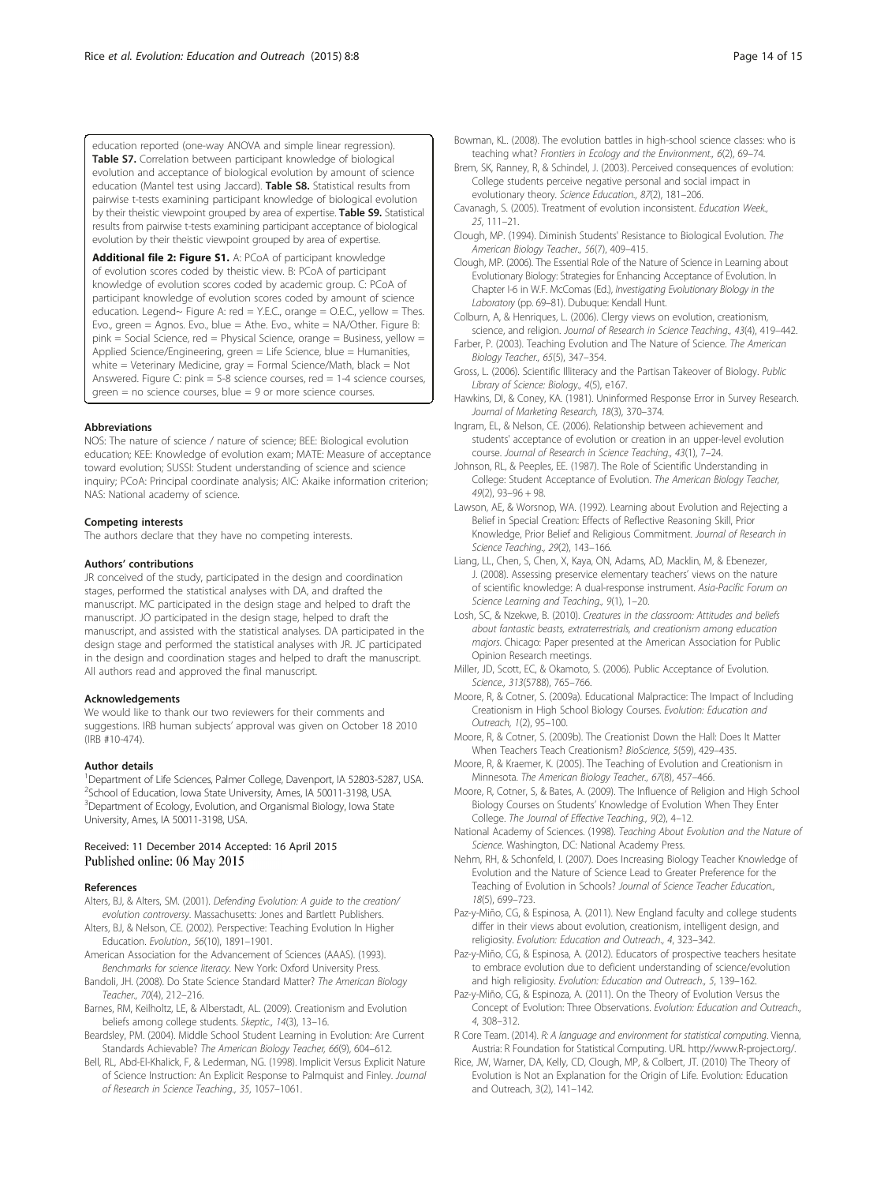education reported (one-way ANOVA and simple linear regression). **Table S7.** Correlation between participant knowledge of biological evolution and acceptance of biological evolution by amount of science education (Mantel test using Jaccard). **Table S8.** Statistical results from pairwise t-tests examining participant knowledge of biological evolution by their theistic viewpoint grouped by area of expertise. **Table S9.** Statistical results from pairwise t-tests examining participant acceptance of biological evolution by their theistic viewpoint grouped by area of expertise.

**Additional file 2: Figure S1.** A: PCoA of participant knowledge of evolution scores coded by theistic view. B: PCoA of participant knowledge of evolution scores coded by academic group. C: PCoA of participant knowledge of evolution scores coded by amount of science education. Legend~ Figure A: red = Y.E.C., orange = O.E.C., yellow = Thes. Evo., green = Agnos. Evo., blue = Athe. Evo., white = NA/Other. Figure B: pink = Social Science, red = Physical Science, orange = Business, yellow = Applied Science/Engineering, green = Life Science, blue = Humanities, white = Veterinary Medicine, gray = Formal Science/Math, black = Not Answered. Figure C: pink = 5-8 science courses, red = 1-4 science courses, green = no science courses, blue = 9 or more science courses.

#### Abbreviations

NOS: The nature of science / nature of science; BEE: Biological evolution education; KEE: Knowledge of evolution exam; MATE: Measure of acceptance toward evolution; SUSSI: Student understanding of science and science inquiry; PCoA: Principal coordinate analysis; AIC: Akaike information criterion; NAS: National academy of science.

#### Competing interests

The authors declare that they have no competing interests.

#### Authors' contributions

JR conceived of the study, participated in the design and coordination stages, performed the statistical analyses with DA, and drafted the manuscript. MC participated in the design stage and helped to draft the manuscript. JO participated in the design stage, helped to draft the manuscript, and assisted with the statistical analyses. DA participated in the design stage and performed the statistical analyses with JR. JC participated in the design and coordination stages and helped to draft the manuscript. All authors read and approved the final manuscript.

#### Acknowledgements

We would like to thank our two reviewers for their comments and suggestions. IRB human subjects' approval was given on October 18 2010 (IRB #10-474).

#### Author details

[1]Department of Life Sciences, Palmer College, Davenport, IA 52803-5287, USA. [2]School of Education, Iowa State University, Ames, IA 50011-3198, USA. [3]Department of Ecology, Evolution, and Organismal Biology, Iowa State University, Ames, IA 50011-3198, USA.

Received: 11 December 2014 Accepted: 16 April 2015
Published online: 06 May 2015

#### References

Alters, BJ, & Alters, SM. (2001). *Defending Evolution: A guide to the creation/evolution controversy*. Massachusetts: Jones and Bartlett Publishers.

Alters, BJ, & Nelson, CE. (2002). Perspective: Teaching Evolution In Higher Education. *Evolution., 56*(10), 1891–1901.

American Association for the Advancement of Sciences (AAAS). (1993). *Benchmarks for science literacy*. New York: Oxford University Press.

Bandoli, JH. (2008). Do State Science Standard Matter? *The American Biology Teacher., 70*(4), 212–216.

Barnes, RM, Keilholtz, LE, & Alberstadt, AL. (2009). Creationism and Evolution beliefs among college students. *Skeptic., 14*(3), 13–16.

Beardsley, PM. (2004). Middle School Student Learning in Evolution: Are Current Standards Achievable? *The American Biology Teacher, 66*(9), 604–612.

Bell, RL, Abd-El-Khalick, F, & Lederman, NG. (1998). Implicit Versus Explicit Nature of Science Instruction: An Explicit Response to Palmquist and Finley. *Journal of Research in Science Teaching., 35*, 1057–1061.

Bowman, KL. (2008). The evolution battles in high-school science classes: who is teaching what? *Frontiers in Ecology and the Environment., 6*(2), 69–74.

Brem, SK, Ranney, R, & Schindel, J. (2003). Perceived consequences of evolution: College students perceive negative personal and social impact in evolutionary theory. *Science Education., 87*(2), 181–206.

Cavanagh, S. (2005). Treatment of evolution inconsistent. *Education Week., 25*, 111–21.

Clough, MP. (1994). Diminish Students' Resistance to Biological Evolution. *The American Biology Teacher., 56*(7), 409–415.

Clough, MP. (2006). The Essential Role of the Nature of Science in Learning about Evolutionary Biology: Strategies for Enhancing Acceptance of Evolution. In Chapter I-6 in W.F. McComas (Ed.), *Investigating Evolutionary Biology in the Laboratory* (pp. 69–81). Dubuque: Kendall Hunt.

Colburn, A, & Henriques, L. (2006). Clergy views on evolution, creationism, science, and religion. *Journal of Research in Science Teaching., 43*(4), 419–442.

Farber, P. (2003). Teaching Evolution and The Nature of Science. *The American Biology Teacher., 65*(5), 347–354.

Gross, L. (2006). Scientific Illiteracy and the Partisan Takeover of Biology. *Public Library of Science: Biology., 4*(5), e167.

Hawkins, DI, & Coney, KA. (1981). Uninformed Response Error in Survey Research. *Journal of Marketing Research, 18*(3), 370–374.

Ingram, EL, & Nelson, CE. (2006). Relationship between achievement and students' acceptance of evolution or creation in an upper-level evolution course. *Journal of Research in Science Teaching., 43*(1), 7–24.

Johnson, RL, & Peeples, EE. (1987). The Role of Scientific Understanding in College: Student Acceptance of Evolution. *The American Biology Teacher, 49*(2), 93–96 + 98.

Lawson, AE, & Worsnop, WA. (1992). Learning about Evolution and Rejecting a Belief in Special Creation: Effects of Reflective Reasoning Skill, Prior Knowledge, Prior Belief and Religious Commitment. *Journal of Research in Science Teaching., 29*(2), 143–166.

Liang, LL, Chen, S, Chen, X, Kaya, ON, Adams, AD, Macklin, M, & Ebenezer, J. (2008). Assessing preservice elementary teachers' views on the nature of scientific knowledge: A dual-response instrument. *Asia-Pacific Forum on Science Learning and Teaching., 9*(1), 1–20.

Losh, SC, & Nzekwe, B. (2010). *Creatures in the classroom: Attitudes and beliefs about fantastic beasts, extraterrestrials, and creationism among education majors*. Chicago: Paper presented at the American Association for Public Opinion Research meetings.

Miller, JD, Scott, EC, & Okamoto, S. (2006). Public Acceptance of Evolution. *Science., 313*(5788), 765–766.

Moore, R, & Cotner, S. (2009a). Educational Malpractice: The Impact of Including Creationism in High School Biology Courses. *Evolution: Education and Outreach, 1*(2), 95–100.

Moore, R, & Cotner, S. (2009b). The Creationist Down the Hall: Does It Matter When Teachers Teach Creationism? *BioScience, 5*(59), 429–435.

Moore, R, & Kraemer, K. (2005). The Teaching of Evolution and Creationism in Minnesota. *The American Biology Teacher., 67*(8), 457–466.

Moore, R, Cotner, S, & Bates, A. (2009). The Influence of Religion and High School Biology Courses on Students' Knowledge of Evolution When They Enter College. *The Journal of Effective Teaching., 9*(2), 4–12.

National Academy of Sciences. (1998). *Teaching About Evolution and the Nature of Science*. Washington, DC: National Academy Press.

Nehm, RH, & Schonfeld, I. (2007). Does Increasing Biology Teacher Knowledge of Evolution and the Nature of Science Lead to Greater Preference for the Teaching of Evolution in Schools? *Journal of Science Teacher Education., 18*(5), 699–723.

Paz-y-Miño, CG, & Espinosa, A. (2011). New England faculty and college students differ in their views about evolution, creationism, intelligent design, and religiosity. *Evolution: Education and Outreach., 4*, 323–342.

Paz-y-Miño, CG, & Espinosa, A. (2012). Educators of prospective teachers hesitate to embrace evolution due to deficient understanding of science/evolution and high religiosity. *Evolution: Education and Outreach., 5*, 139–162.

Paz-y-Miño, CG, & Espinoza, A. (2011). On the Theory of Evolution Versus the Concept of Evolution: Three Observations. *Evolution: Education and Outreach., 4*, 308–312.

R Core Team. (2014). *R: A language and environment for statistical computing*. Vienna, Austria: R Foundation for Statistical Computing. URL http://www.R-project.org/.

Rice, JW, Warner, DA, Kelly, CD, Clough, MP, & Colbert, JT. (2010) The Theory of Evolution is Not an Explanation for the Origin of Life. Evolution: Education and Outreach, 3(2), 141–142.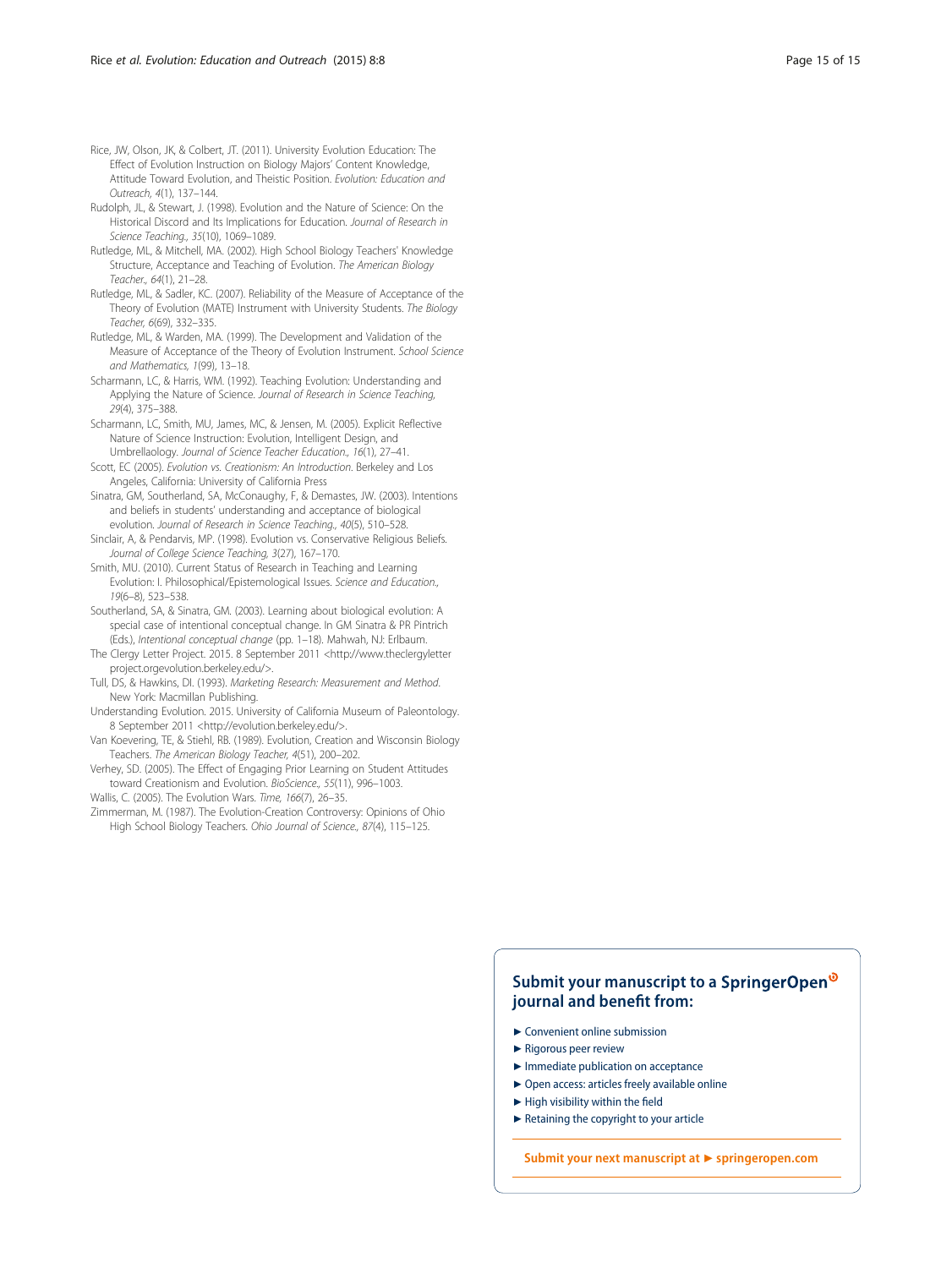Rice, JW, Olson, JK, & Colbert, JT. (2011). University Evolution Education: The Effect of Evolution Instruction on Biology Majors' Content Knowledge, Attitude Toward Evolution, and Theistic Position. *Evolution: Education and Outreach, 4*(1), 137–144.

Rudolph, JL, & Stewart, J. (1998). Evolution and the Nature of Science: On the Historical Discord and Its Implications for Education. *Journal of Research in Science Teaching., 35*(10), 1069–1089.

Rutledge, ML, & Mitchell, MA. (2002). High School Biology Teachers' Knowledge Structure, Acceptance and Teaching of Evolution. *The American Biology Teacher., 64*(1), 21–28.

Rutledge, ML, & Sadler, KC. (2007). Reliability of the Measure of Acceptance of the Theory of Evolution (MATE) Instrument with University Students. *The Biology Teacher, 6*(69), 332–335.

Rutledge, ML, & Warden, MA. (1999). The Development and Validation of the Measure of Acceptance of the Theory of Evolution Instrument. *School Science and Mathematics, 1*(99), 13–18.

Scharmann, LC, & Harris, WM. (1992). Teaching Evolution: Understanding and Applying the Nature of Science. *Journal of Research in Science Teaching, 29*(4), 375–388.

Scharmann, LC, Smith, MU, James, MC, & Jensen, M. (2005). Explicit Reflective Nature of Science Instruction: Evolution, Intelligent Design, and Umbrellaology. *Journal of Science Teacher Education., 16*(1), 27–41.

Scott, EC (2005). *Evolution vs. Creationism: An Introduction*. Berkeley and Los Angeles, California: University of California Press

Sinatra, GM, Southerland, SA, McConaughy, F, & Demastes, JW. (2003). Intentions and beliefs in students' understanding and acceptance of biological evolution. *Journal of Research in Science Teaching., 40*(5), 510–528.

Sinclair, A, & Pendarvis, MP. (1998). Evolution vs. Conservative Religious Beliefs. *Journal of College Science Teaching, 3*(27), 167–170.

Smith, MU. (2010). Current Status of Research in Teaching and Learning Evolution: I. Philosophical/Epistemological Issues. *Science and Education., 19*(6–8), 523–538.

Southerland, SA, & Sinatra, GM. (2003). Learning about biological evolution: A special case of intentional conceptual change. In GM Sinatra & PR Pintrich (Eds.), *Intentional conceptual change* (pp. 1–18). Mahwah, NJ: Erlbaum.

The Clergy Letter Project. 2015. 8 September 2011 <http://www.theclergyletter project.orgevolution.berkeley.edu/>.

Tull, DS, & Hawkins, DI. (1993). *Marketing Research: Measurement and Method*. New York: Macmillan Publishing.

Understanding Evolution. 2015. University of California Museum of Paleontology. 8 September 2011 <http://evolution.berkeley.edu/>.

Van Koevering, TE, & Stiehl, RB. (1989). Evolution, Creation and Wisconsin Biology Teachers. *The American Biology Teacher, 4*(51), 200–202.

Verhey, SD. (2005). The Effect of Engaging Prior Learning on Student Attitudes toward Creationism and Evolution. *BioScience., 55*(11), 996–1003.

Wallis, C. (2005). The Evolution Wars. *Time, 166*(7), 26–35.

Zimmerman, M. (1987). The Evolution-Creation Controversy: Opinions of Ohio High School Biology Teachers. *Ohio Journal of Science., 87*(4), 115–125.

**Submit your manuscript to a SpringerOpen journal and benefit from:**

- ► Convenient online submission
- ► Rigorous peer review
- ► Immediate publication on acceptance
- ► Open access: articles freely available online
- ► High visibility within the field
- ► Retaining the copyright to your article

**Submit your next manuscript at ► springeropen.com**